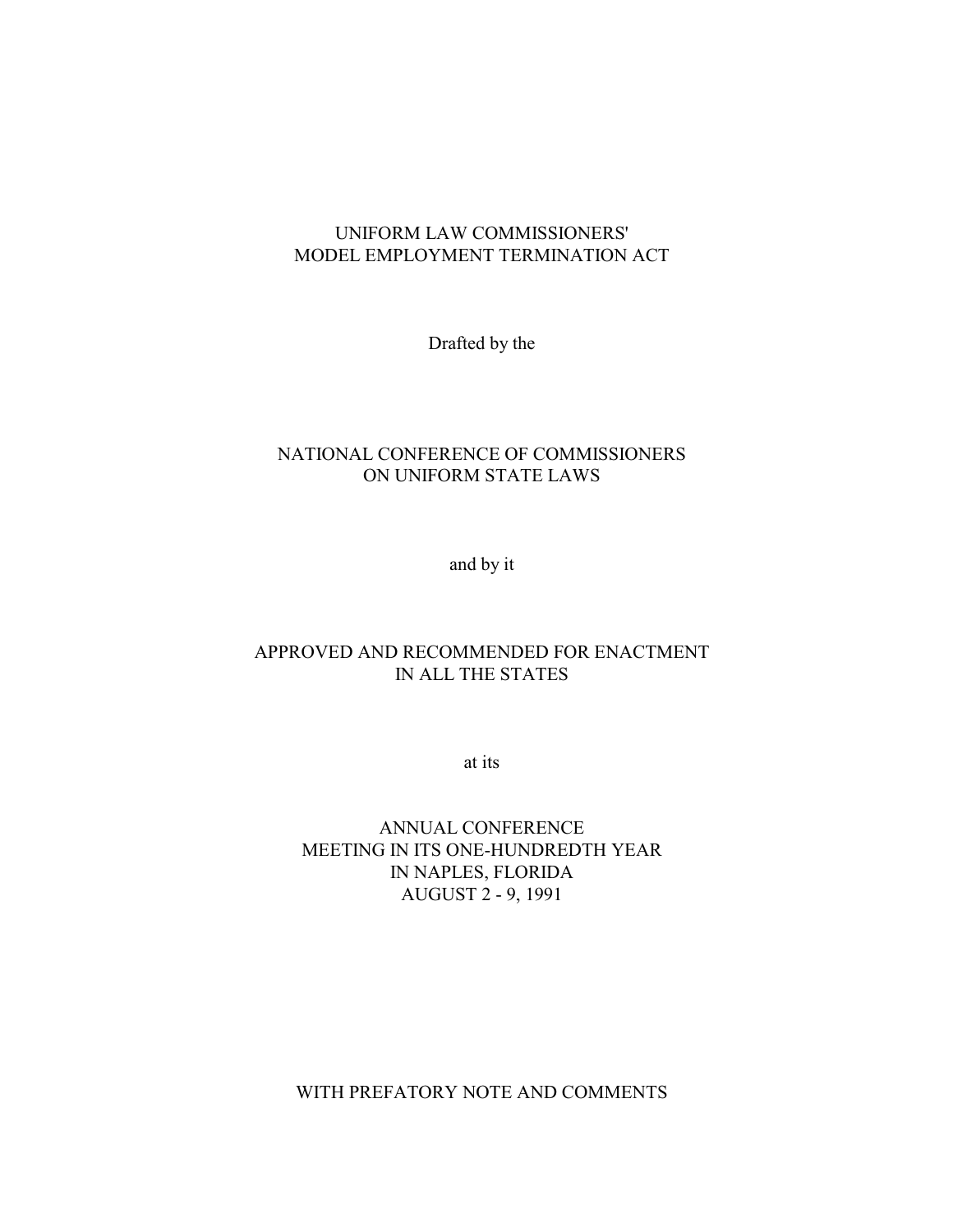# UNIFORM LAW COMMISSIONERS' MODEL EMPLOYMENT TERMINATION ACT

Drafted by the

NATIONAL CONFERENCE OF COMMISSIONERS ON UNIFORM STATE LAWS

and by it

APPROVED AND RECOMMENDED FOR ENACTMENT IN ALL THE STATES

at its

ANNUAL CONFERENCE
MEETING IN ITS ONE-HUNDREDTH YEAR
IN NAPLES, FLORIDA
AUGUST 2 - 9, 1991

WITH PREFATORY NOTE AND COMMENTS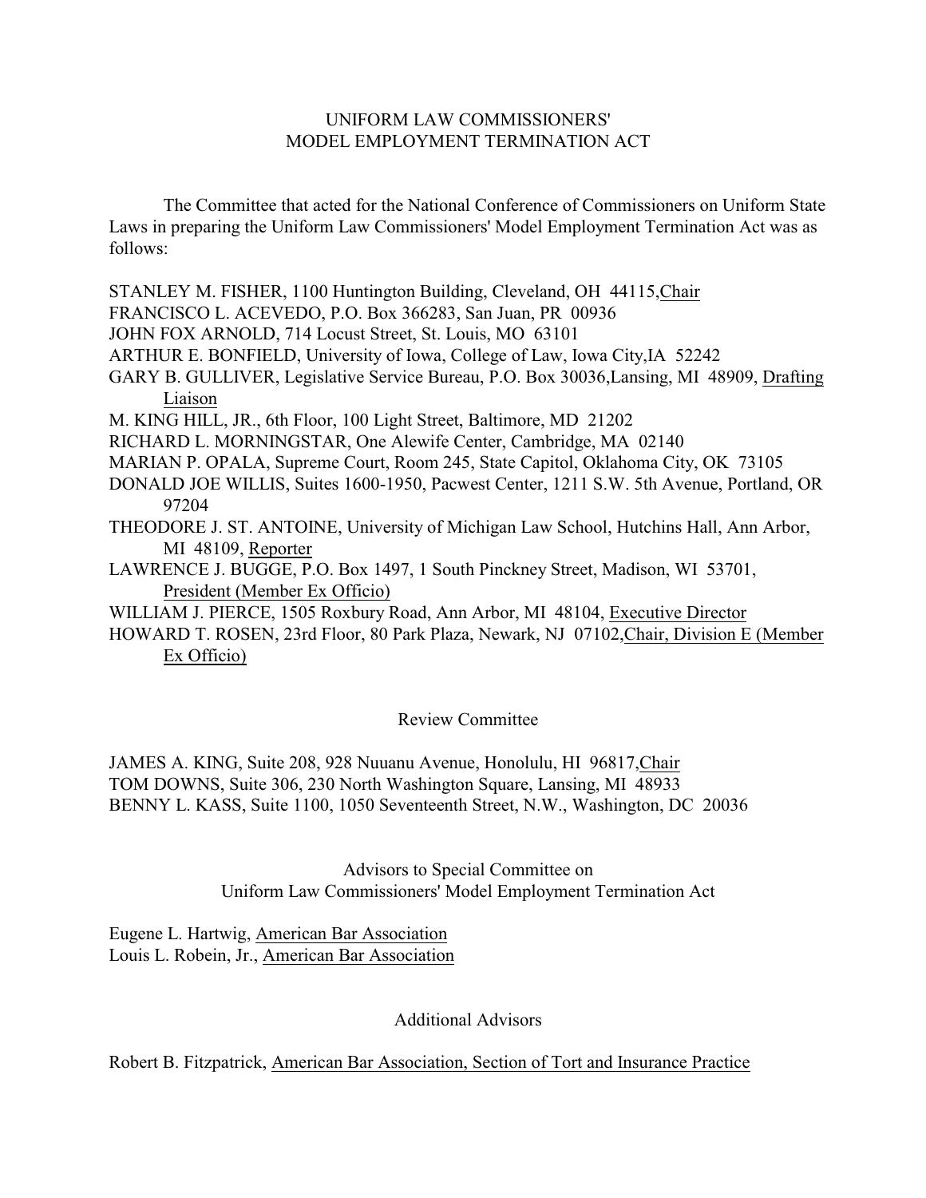# UNIFORM LAW COMMISSIONERS'
# MODEL EMPLOYMENT TERMINATION ACT

The Committee that acted for the National Conference of Commissioners on Uniform State Laws in preparing the Uniform Law Commissioners' Model Employment Termination Act was as follows:

STANLEY M. FISHER, 1100 Huntington Building, Cleveland, OH 44115, Chair
FRANCISCO L. ACEVEDO, P.O. Box 366283, San Juan, PR 00936
JOHN FOX ARNOLD, 714 Locust Street, St. Louis, MO 63101
ARTHUR E. BONFIELD, University of Iowa, College of Law, Iowa City, IA 52242
GARY B. GULLIVER, Legislative Service Bureau, P.O. Box 30036, Lansing, MI 48909, Drafting Liaison
M. KING HILL, JR., 6th Floor, 100 Light Street, Baltimore, MD 21202
RICHARD L. MORNINGSTAR, One Alewife Center, Cambridge, MA 02140
MARIAN P. OPALA, Supreme Court, Room 245, State Capitol, Oklahoma City, OK 73105
DONALD JOE WILLIS, Suites 1600-1950, Pacwest Center, 1211 S.W. 5th Avenue, Portland, OR 97204
THEODORE J. ST. ANTOINE, University of Michigan Law School, Hutchins Hall, Ann Arbor, MI 48109, Reporter
LAWRENCE J. BUGGE, P.O. Box 1497, 1 South Pinckney Street, Madison, WI 53701, President (Member Ex Officio)
WILLIAM J. PIERCE, 1505 Roxbury Road, Ann Arbor, MI 48104, Executive Director
HOWARD T. ROSEN, 23rd Floor, 80 Park Plaza, Newark, NJ 07102, Chair, Division E (Member Ex Officio)

## Review Committee

JAMES A. KING, Suite 208, 928 Nuuanu Avenue, Honolulu, HI 96817, Chair
TOM DOWNS, Suite 306, 230 North Washington Square, Lansing, MI 48933
BENNY L. KASS, Suite 1100, 1050 Seventeenth Street, N.W., Washington, DC 20036

## Advisors to Special Committee on Uniform Law Commissioners' Model Employment Termination Act

Eugene L. Hartwig, American Bar Association
Louis L. Robein, Jr., American Bar Association

## Additional Advisors

Robert B. Fitzpatrick, American Bar Association, Section of Tort and Insurance Practice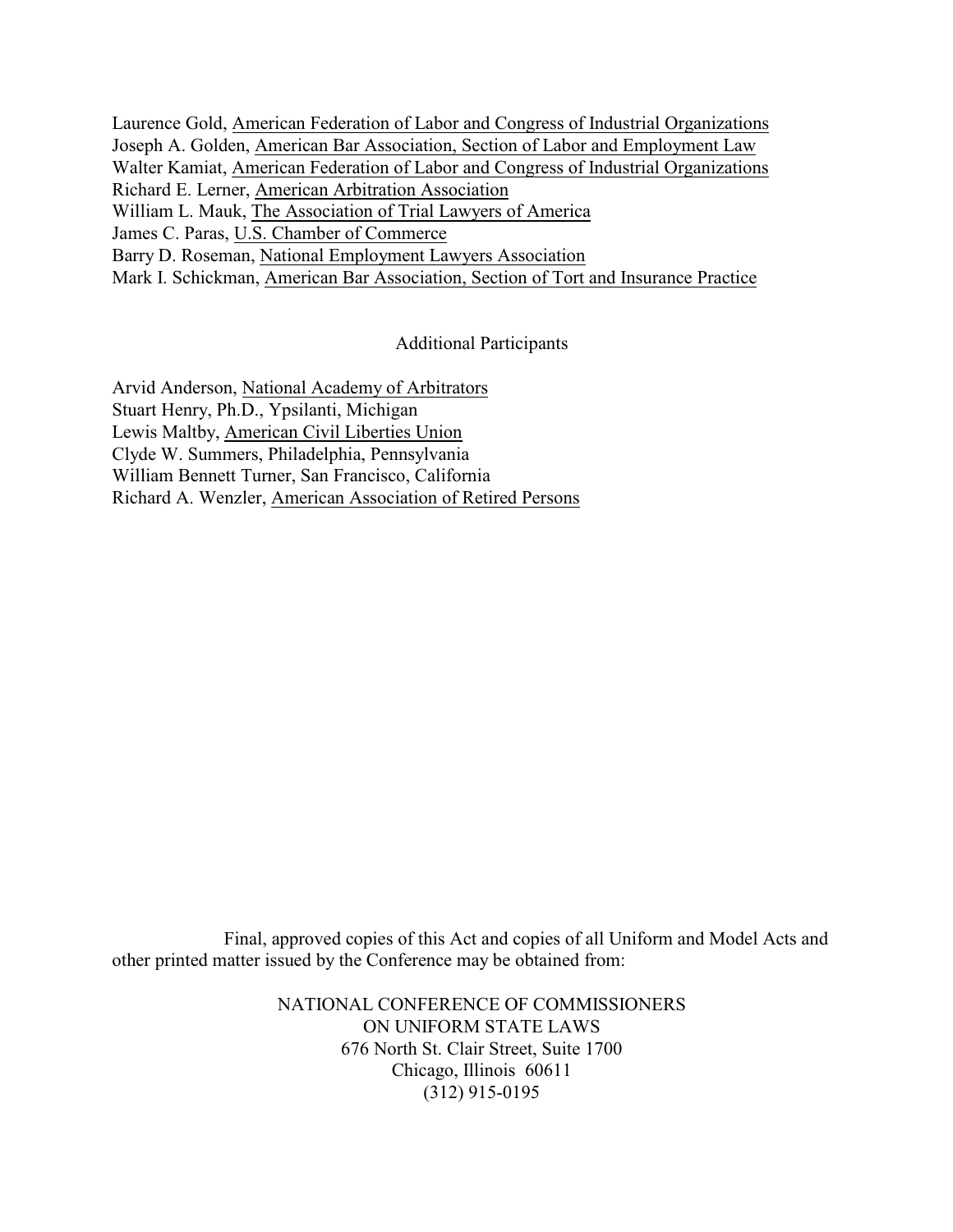Laurence Gold, American Federation of Labor and Congress of Industrial Organizations
Joseph A. Golden, American Bar Association, Section of Labor and Employment Law
Walter Kamiat, American Federation of Labor and Congress of Industrial Organizations
Richard E. Lerner, American Arbitration Association
William L. Mauk, The Association of Trial Lawyers of America
James C. Paras, U.S. Chamber of Commerce
Barry D. Roseman, National Employment Lawyers Association
Mark I. Schickman, American Bar Association, Section of Tort and Insurance Practice

Additional Participants

Arvid Anderson, National Academy of Arbitrators
Stuart Henry, Ph.D., Ypsilanti, Michigan
Lewis Maltby, American Civil Liberties Union
Clyde W. Summers, Philadelphia, Pennsylvania
William Bennett Turner, San Francisco, California
Richard A. Wenzler, American Association of Retired Persons

Final, approved copies of this Act and copies of all Uniform and Model Acts and other printed matter issued by the Conference may be obtained from:

NATIONAL CONFERENCE OF COMMISSIONERS
ON UNIFORM STATE LAWS
676 North St. Clair Street, Suite 1700
Chicago, Illinois 60611
(312) 915-0195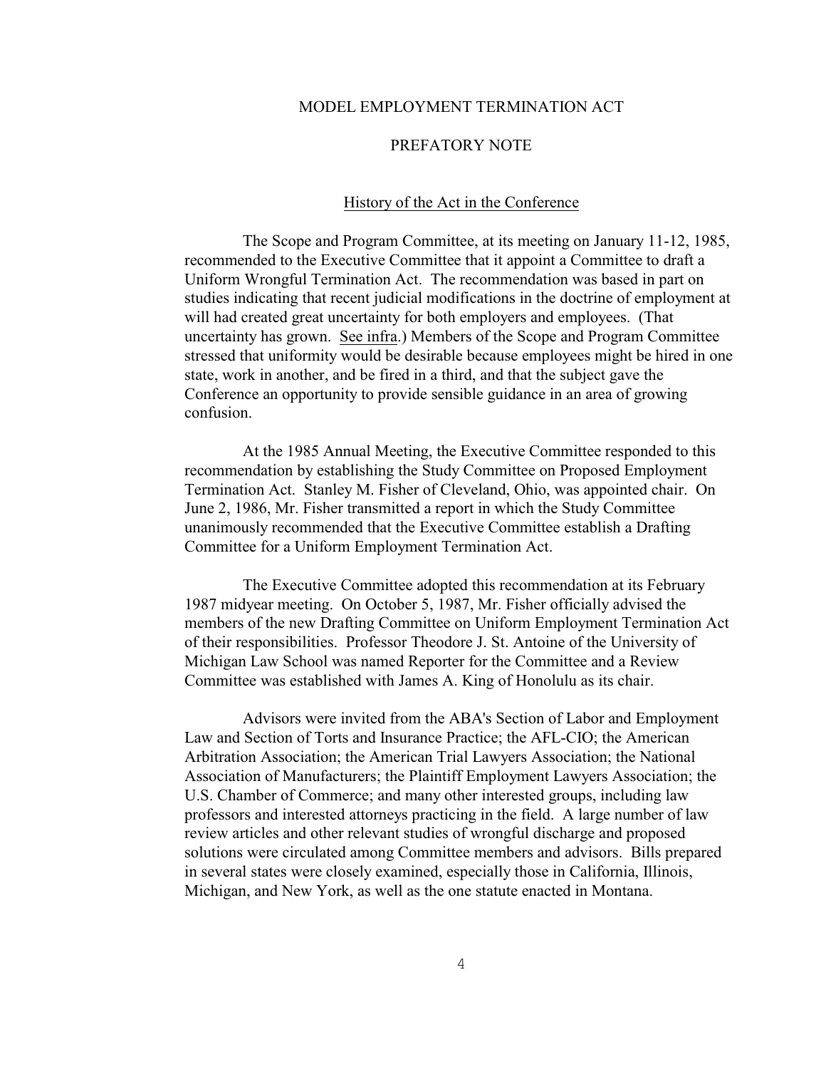# MODEL EMPLOYMENT TERMINATION ACT

## PREFATORY NOTE

### History of the Act in the Conference

The Scope and Program Committee, at its meeting on January 11-12, 1985, recommended to the Executive Committee that it appoint a Committee to draft a Uniform Wrongful Termination Act. The recommendation was based in part on studies indicating that recent judicial modifications in the doctrine of employment at will had created great uncertainty for both employers and employees. (That uncertainty has grown. See infra.) Members of the Scope and Program Committee stressed that uniformity would be desirable because employees might be hired in one state, work in another, and be fired in a third, and that the subject gave the Conference an opportunity to provide sensible guidance in an area of growing confusion.

At the 1985 Annual Meeting, the Executive Committee responded to this recommendation by establishing the Study Committee on Proposed Employment Termination Act. Stanley M. Fisher of Cleveland, Ohio, was appointed chair. On June 2, 1986, Mr. Fisher transmitted a report in which the Study Committee unanimously recommended that the Executive Committee establish a Drafting Committee for a Uniform Employment Termination Act.

The Executive Committee adopted this recommendation at its February 1987 midyear meeting. On October 5, 1987, Mr. Fisher officially advised the members of the new Drafting Committee on Uniform Employment Termination Act of their responsibilities. Professor Theodore J. St. Antoine of the University of Michigan Law School was named Reporter for the Committee and a Review Committee was established with James A. King of Honolulu as its chair.

Advisors were invited from the ABA's Section of Labor and Employment Law and Section of Torts and Insurance Practice; the AFL-CIO; the American Arbitration Association; the American Trial Lawyers Association; the National Association of Manufacturers; the Plaintiff Employment Lawyers Association; the U.S. Chamber of Commerce; and many other interested groups, including law professors and interested attorneys practicing in the field. A large number of law review articles and other relevant studies of wrongful discharge and proposed solutions were circulated among Committee members and advisors. Bills prepared in several states were closely examined, especially those in California, Illinois, Michigan, and New York, as well as the one statute enacted in Montana.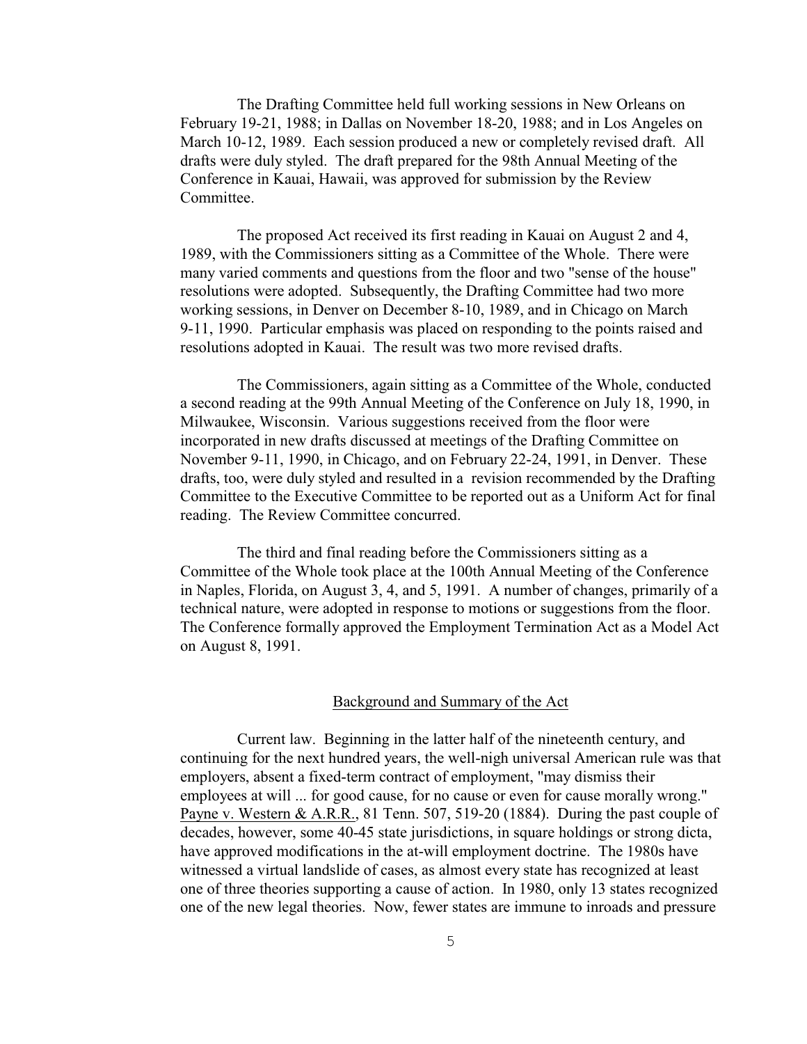The Drafting Committee held full working sessions in New Orleans on February 19-21, 1988; in Dallas on November 18-20, 1988; and in Los Angeles on March 10-12, 1989. Each session produced a new or completely revised draft. All drafts were duly styled. The draft prepared for the 98th Annual Meeting of the Conference in Kauai, Hawaii, was approved for submission by the Review Committee.

The proposed Act received its first reading in Kauai on August 2 and 4, 1989, with the Commissioners sitting as a Committee of the Whole. There were many varied comments and questions from the floor and two "sense of the house" resolutions were adopted. Subsequently, the Drafting Committee had two more working sessions, in Denver on December 8-10, 1989, and in Chicago on March 9-11, 1990. Particular emphasis was placed on responding to the points raised and resolutions adopted in Kauai. The result was two more revised drafts.

The Commissioners, again sitting as a Committee of the Whole, conducted a second reading at the 99th Annual Meeting of the Conference on July 18, 1990, in Milwaukee, Wisconsin. Various suggestions received from the floor were incorporated in new drafts discussed at meetings of the Drafting Committee on November 9-11, 1990, in Chicago, and on February 22-24, 1991, in Denver. These drafts, too, were duly styled and resulted in a revision recommended by the Drafting Committee to the Executive Committee to be reported out as a Uniform Act for final reading. The Review Committee concurred.

The third and final reading before the Commissioners sitting as a Committee of the Whole took place at the 100th Annual Meeting of the Conference in Naples, Florida, on August 3, 4, and 5, 1991. A number of changes, primarily of a technical nature, were adopted in response to motions or suggestions from the floor. The Conference formally approved the Employment Termination Act as a Model Act on August 8, 1991.

## Background and Summary of the Act

Current law. Beginning in the latter half of the nineteenth century, and continuing for the next hundred years, the well-nigh universal American rule was that employers, absent a fixed-term contract of employment, "may dismiss their employees at will ... for good cause, for no cause or even for cause morally wrong." Payne v. Western & A.R.R., 81 Tenn. 507, 519-20 (1884). During the past couple of decades, however, some 40-45 state jurisdictions, in square holdings or strong dicta, have approved modifications in the at-will employment doctrine. The 1980s have witnessed a virtual landslide of cases, as almost every state has recognized at least one of three theories supporting a cause of action. In 1980, only 13 states recognized one of the new legal theories. Now, fewer states are immune to inroads and pressure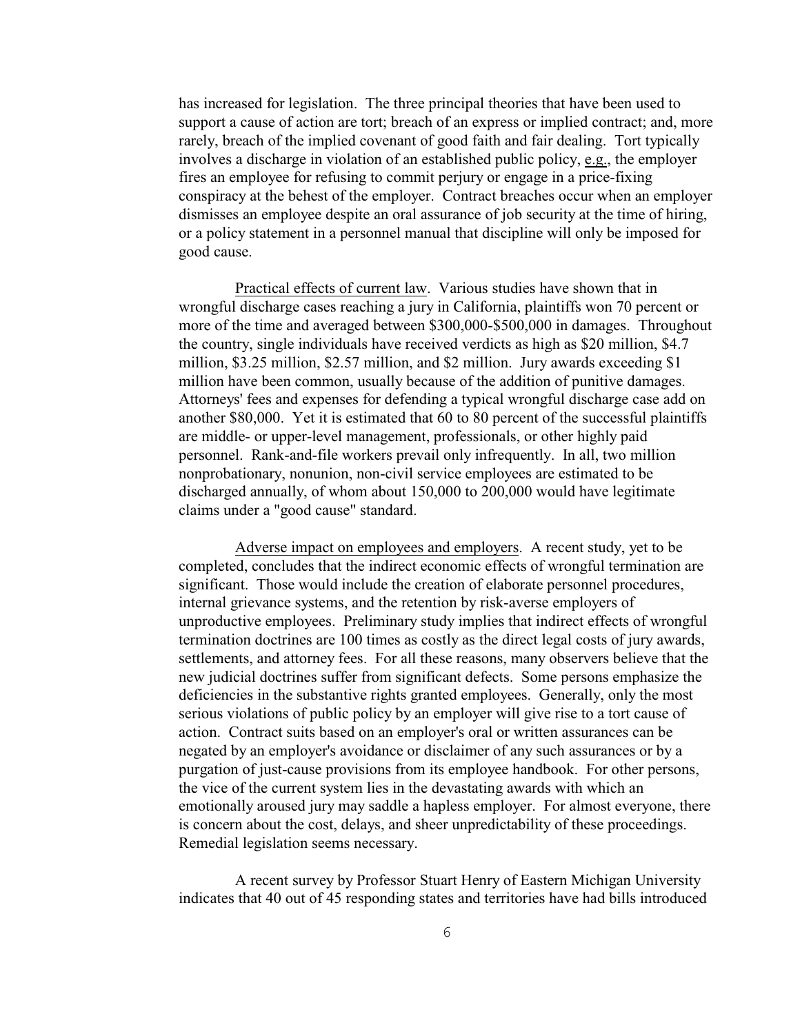has increased for legislation. The three principal theories that have been used to support a cause of action are tort; breach of an express or implied contract; and, more rarely, breach of the implied covenant of good faith and fair dealing. Tort typically involves a discharge in violation of an established public policy, e.g., the employer fires an employee for refusing to commit perjury or engage in a price-fixing conspiracy at the behest of the employer. Contract breaches occur when an employer dismisses an employee despite an oral assurance of job security at the time of hiring, or a policy statement in a personnel manual that discipline will only be imposed for good cause.

Practical effects of current law. Various studies have shown that in wrongful discharge cases reaching a jury in California, plaintiffs won 70 percent or more of the time and averaged between $300,000-$500,000 in damages. Throughout the country, single individuals have received verdicts as high as $20 million, $4.7 million, $3.25 million, $2.57 million, and $2 million. Jury awards exceeding $1 million have been common, usually because of the addition of punitive damages. Attorneys' fees and expenses for defending a typical wrongful discharge case add on another $80,000. Yet it is estimated that 60 to 80 percent of the successful plaintiffs are middle- or upper-level management, professionals, or other highly paid personnel. Rank-and-file workers prevail only infrequently. In all, two million nonprobationary, nonunion, non-civil service employees are estimated to be discharged annually, of whom about 150,000 to 200,000 would have legitimate claims under a "good cause" standard.

Adverse impact on employees and employers. A recent study, yet to be completed, concludes that the indirect economic effects of wrongful termination are significant. Those would include the creation of elaborate personnel procedures, internal grievance systems, and the retention by risk-averse employers of unproductive employees. Preliminary study implies that indirect effects of wrongful termination doctrines are 100 times as costly as the direct legal costs of jury awards, settlements, and attorney fees. For all these reasons, many observers believe that the new judicial doctrines suffer from significant defects. Some persons emphasize the deficiencies in the substantive rights granted employees. Generally, only the most serious violations of public policy by an employer will give rise to a tort cause of action. Contract suits based on an employer's oral or written assurances can be negated by an employer's avoidance or disclaimer of any such assurances or by a purgation of just-cause provisions from its employee handbook. For other persons, the vice of the current system lies in the devastating awards with which an emotionally aroused jury may saddle a hapless employer. For almost everyone, there is concern about the cost, delays, and sheer unpredictability of these proceedings. Remedial legislation seems necessary.

A recent survey by Professor Stuart Henry of Eastern Michigan University indicates that 40 out of 45 responding states and territories have had bills introduced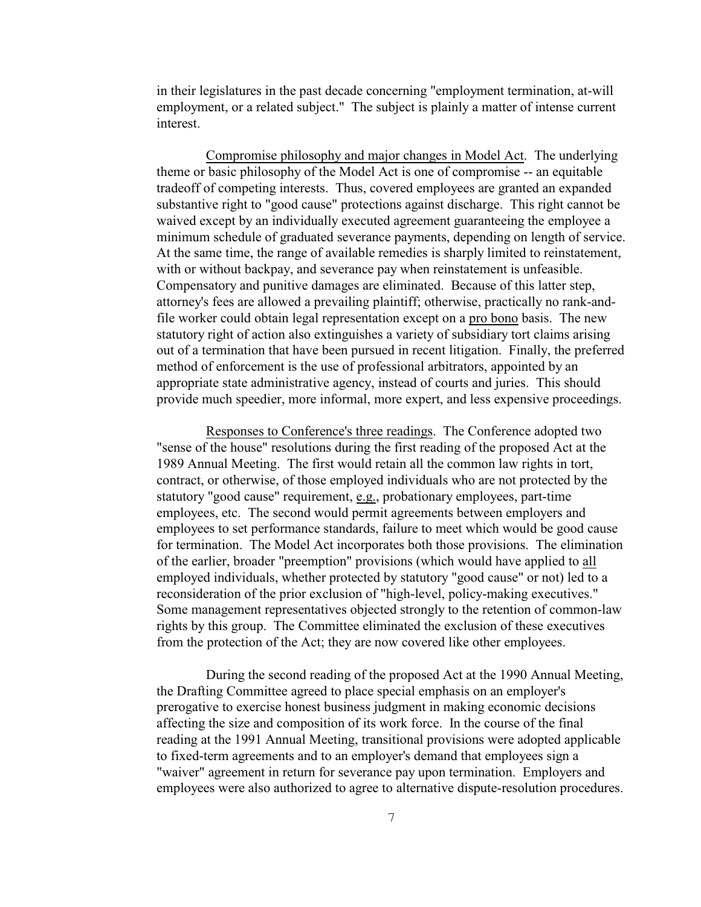in their legislatures in the past decade concerning "employment termination, at-will employment, or a related subject." The subject is plainly a matter of intense current interest.

Compromise philosophy and major changes in Model Act. The underlying theme or basic philosophy of the Model Act is one of compromise -- an equitable tradeoff of competing interests. Thus, covered employees are granted an expanded substantive right to "good cause" protections against discharge. This right cannot be waived except by an individually executed agreement guaranteeing the employee a minimum schedule of graduated severance payments, depending on length of service. At the same time, the range of available remedies is sharply limited to reinstatement, with or without backpay, and severance pay when reinstatement is unfeasible. Compensatory and punitive damages are eliminated. Because of this latter step, attorney's fees are allowed a prevailing plaintiff; otherwise, practically no rank-and-file worker could obtain legal representation except on a pro bono basis. The new statutory right of action also extinguishes a variety of subsidiary tort claims arising out of a termination that have been pursued in recent litigation. Finally, the preferred method of enforcement is the use of professional arbitrators, appointed by an appropriate state administrative agency, instead of courts and juries. This should provide much speedier, more informal, more expert, and less expensive proceedings.

Responses to Conference's three readings. The Conference adopted two "sense of the house" resolutions during the first reading of the proposed Act at the 1989 Annual Meeting. The first would retain all the common law rights in tort, contract, or otherwise, of those employed individuals who are not protected by the statutory "good cause" requirement, e.g., probationary employees, part-time employees, etc. The second would permit agreements between employers and employees to set performance standards, failure to meet which would be good cause for termination. The Model Act incorporates both those provisions. The elimination of the earlier, broader "preemption" provisions (which would have applied to all employed individuals, whether protected by statutory "good cause" or not) led to a reconsideration of the prior exclusion of "high-level, policy-making executives." Some management representatives objected strongly to the retention of common-law rights by this group. The Committee eliminated the exclusion of these executives from the protection of the Act; they are now covered like other employees.

During the second reading of the proposed Act at the 1990 Annual Meeting, the Drafting Committee agreed to place special emphasis on an employer's prerogative to exercise honest business judgment in making economic decisions affecting the size and composition of its work force. In the course of the final reading at the 1991 Annual Meeting, transitional provisions were adopted applicable to fixed-term agreements and to an employer's demand that employees sign a "waiver" agreement in return for severance pay upon termination. Employers and employees were also authorized to agree to alternative dispute-resolution procedures.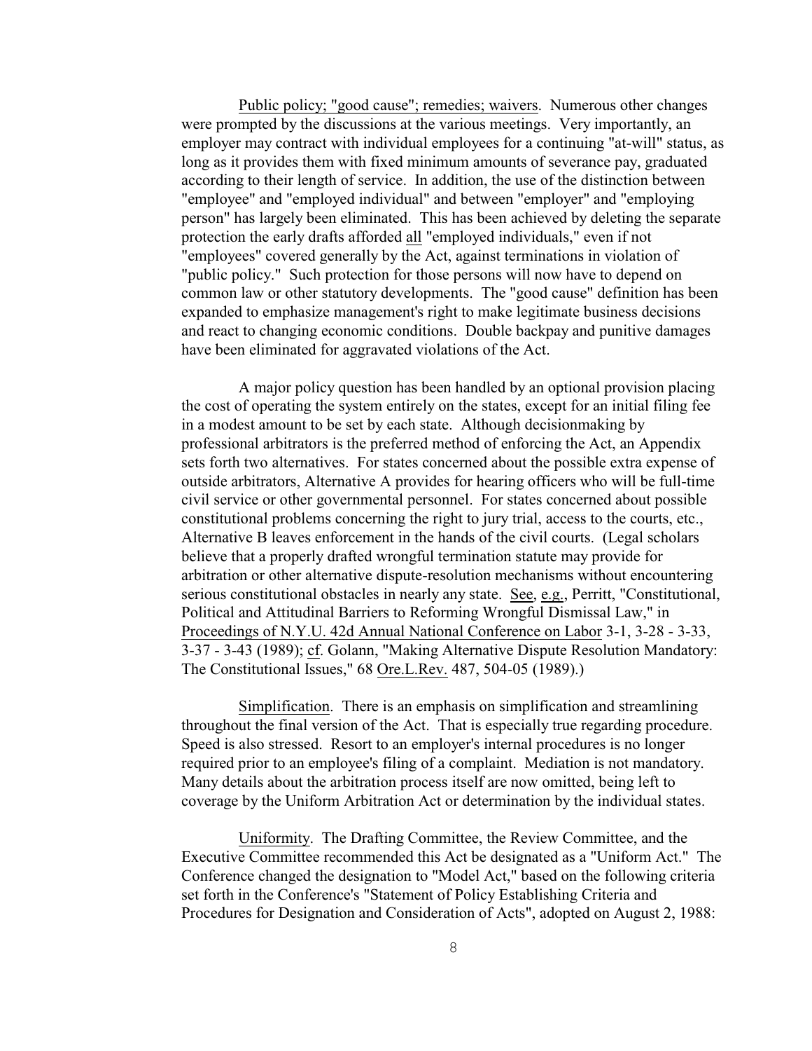Public policy; "good cause"; remedies; waivers. Numerous other changes were prompted by the discussions at the various meetings. Very importantly, an employer may contract with individual employees for a continuing "at-will" status, as long as it provides them with fixed minimum amounts of severance pay, graduated according to their length of service. In addition, the use of the distinction between "employee" and "employed individual" and between "employer" and "employing person" has largely been eliminated. This has been achieved by deleting the separate protection the early drafts afforded all "employed individuals," even if not "employees" covered generally by the Act, against terminations in violation of "public policy." Such protection for those persons will now have to depend on common law or other statutory developments. The "good cause" definition has been expanded to emphasize management's right to make legitimate business decisions and react to changing economic conditions. Double backpay and punitive damages have been eliminated for aggravated violations of the Act.

A major policy question has been handled by an optional provision placing the cost of operating the system entirely on the states, except for an initial filing fee in a modest amount to be set by each state. Although decisionmaking by professional arbitrators is the preferred method of enforcing the Act, an Appendix sets forth two alternatives. For states concerned about the possible extra expense of outside arbitrators, Alternative A provides for hearing officers who will be full-time civil service or other governmental personnel. For states concerned about possible constitutional problems concerning the right to jury trial, access to the courts, etc., Alternative B leaves enforcement in the hands of the civil courts. (Legal scholars believe that a properly drafted wrongful termination statute may provide for arbitration or other alternative dispute-resolution mechanisms without encountering serious constitutional obstacles in nearly any state. See, e.g., Perritt, "Constitutional, Political and Attitudinal Barriers to Reforming Wrongful Dismissal Law," in Proceedings of N.Y.U. 42d Annual National Conference on Labor 3-1, 3-28 - 3-33, 3-37 - 3-43 (1989); cf. Golann, "Making Alternative Dispute Resolution Mandatory: The Constitutional Issues," 68 Ore.L.Rev. 487, 504-05 (1989).)

Simplification. There is an emphasis on simplification and streamlining throughout the final version of the Act. That is especially true regarding procedure. Speed is also stressed. Resort to an employer's internal procedures is no longer required prior to an employee's filing of a complaint. Mediation is not mandatory. Many details about the arbitration process itself are now omitted, being left to coverage by the Uniform Arbitration Act or determination by the individual states.

Uniformity. The Drafting Committee, the Review Committee, and the Executive Committee recommended this Act be designated as a "Uniform Act." The Conference changed the designation to "Model Act," based on the following criteria set forth in the Conference's "Statement of Policy Establishing Criteria and Procedures for Designation and Consideration of Acts", adopted on August 2, 1988: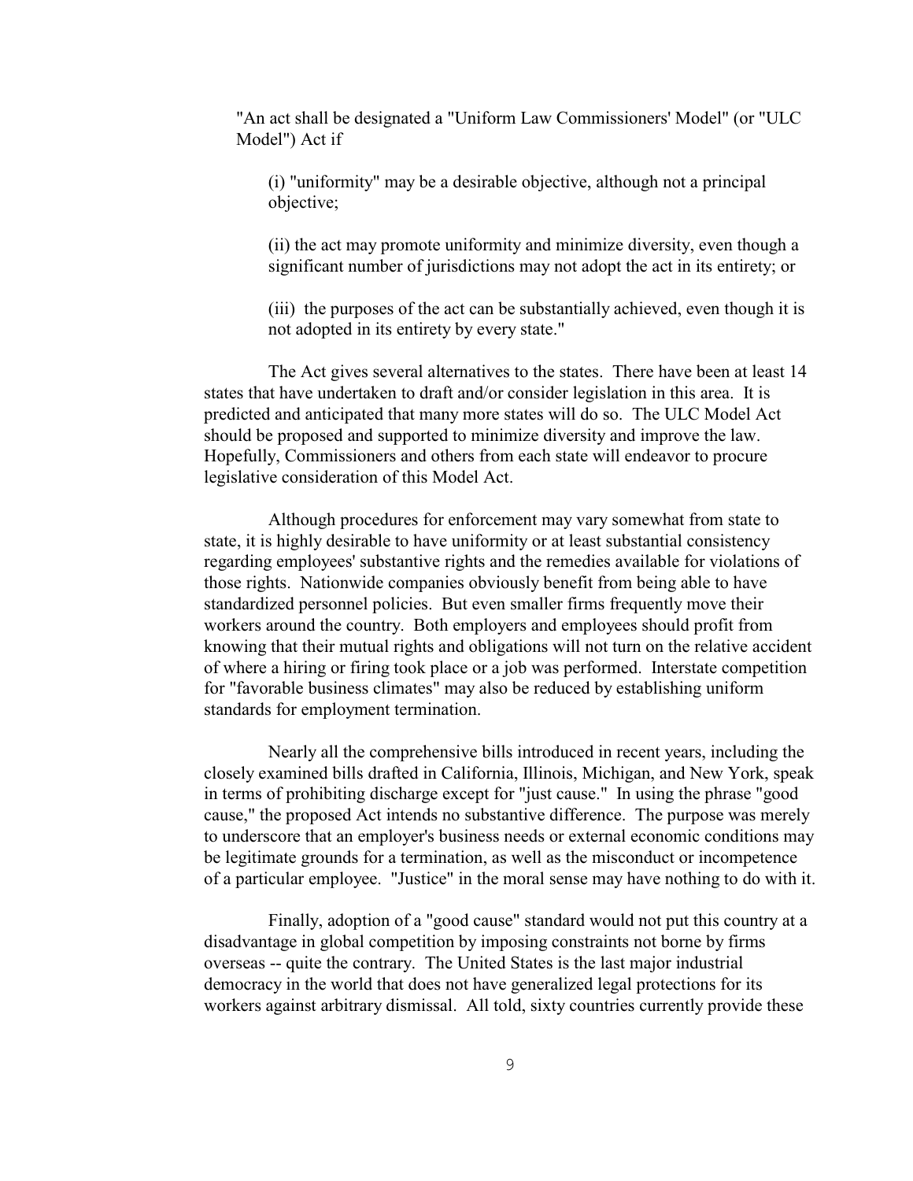> "An act shall be designated a "Uniform Law Commissioners' Model" (or "ULC Model") Act if
>
> (i) "uniformity" may be a desirable objective, although not a principal objective;
>
> (ii) the act may promote uniformity and minimize diversity, even though a significant number of jurisdictions may not adopt the act in its entirety; or
>
> (iii) the purposes of the act can be substantially achieved, even though it is not adopted in its entirety by every state."

The Act gives several alternatives to the states. There have been at least 14 states that have undertaken to draft and/or consider legislation in this area. It is predicted and anticipated that many more states will do so. The ULC Model Act should be proposed and supported to minimize diversity and improve the law. Hopefully, Commissioners and others from each state will endeavor to procure legislative consideration of this Model Act.

Although procedures for enforcement may vary somewhat from state to state, it is highly desirable to have uniformity or at least substantial consistency regarding employees' substantive rights and the remedies available for violations of those rights. Nationwide companies obviously benefit from being able to have standardized personnel policies. But even smaller firms frequently move their workers around the country. Both employers and employees should profit from knowing that their mutual rights and obligations will not turn on the relative accident of where a hiring or firing took place or a job was performed. Interstate competition for "favorable business climates" may also be reduced by establishing uniform standards for employment termination.

Nearly all the comprehensive bills introduced in recent years, including the closely examined bills drafted in California, Illinois, Michigan, and New York, speak in terms of prohibiting discharge except for "just cause." In using the phrase "good cause," the proposed Act intends no substantive difference. The purpose was merely to underscore that an employer's business needs or external economic conditions may be legitimate grounds for a termination, as well as the misconduct or incompetence of a particular employee. "Justice" in the moral sense may have nothing to do with it.

Finally, adoption of a "good cause" standard would not put this country at a disadvantage in global competition by imposing constraints not borne by firms overseas -- quite the contrary. The United States is the last major industrial democracy in the world that does not have generalized legal protections for its workers against arbitrary dismissal. All told, sixty countries currently provide these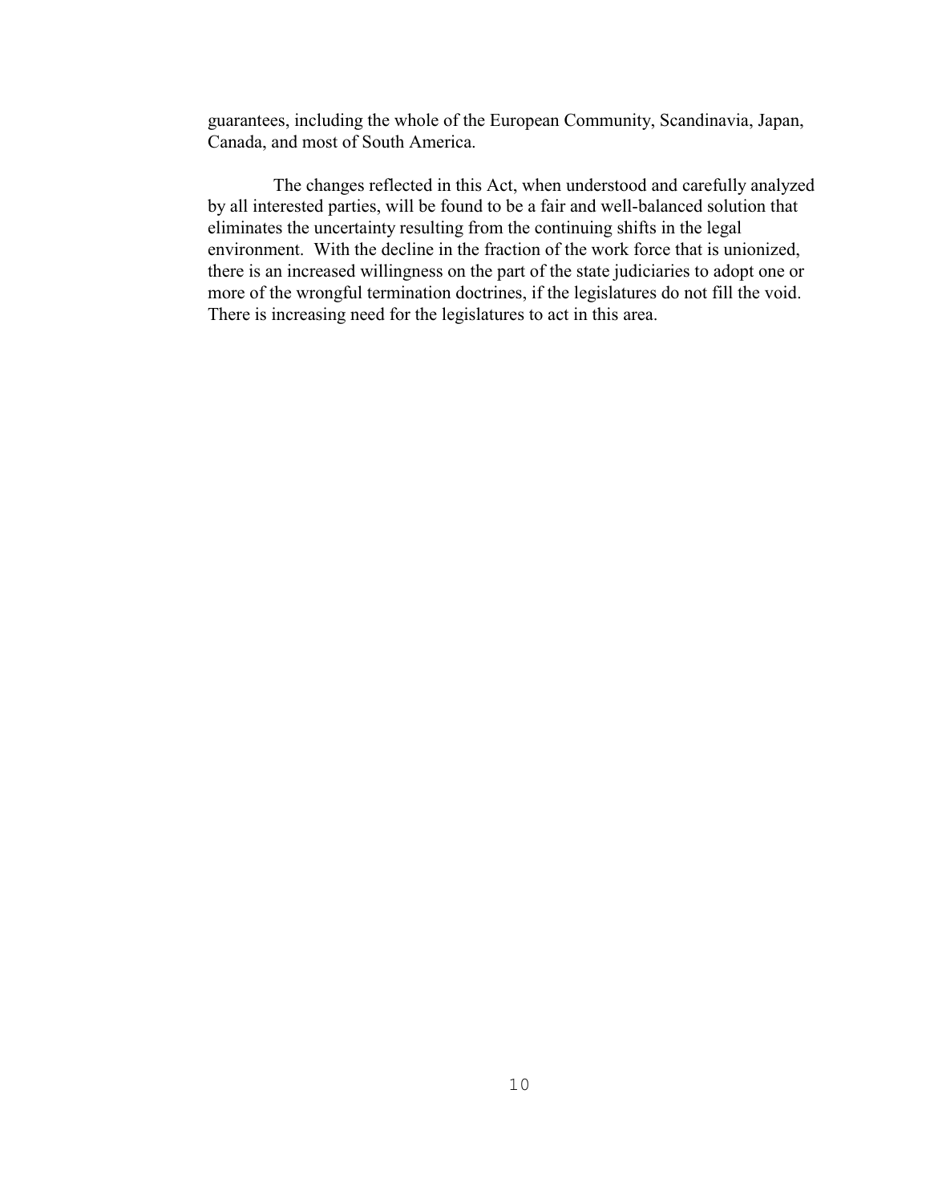guarantees, including the whole of the European Community, Scandinavia, Japan, Canada, and most of South America.

The changes reflected in this Act, when understood and carefully analyzed by all interested parties, will be found to be a fair and well-balanced solution that eliminates the uncertainty resulting from the continuing shifts in the legal environment. With the decline in the fraction of the work force that is unionized, there is an increased willingness on the part of the state judiciaries to adopt one or more of the wrongful termination doctrines, if the legislatures do not fill the void. There is increasing need for the legislatures to act in this area.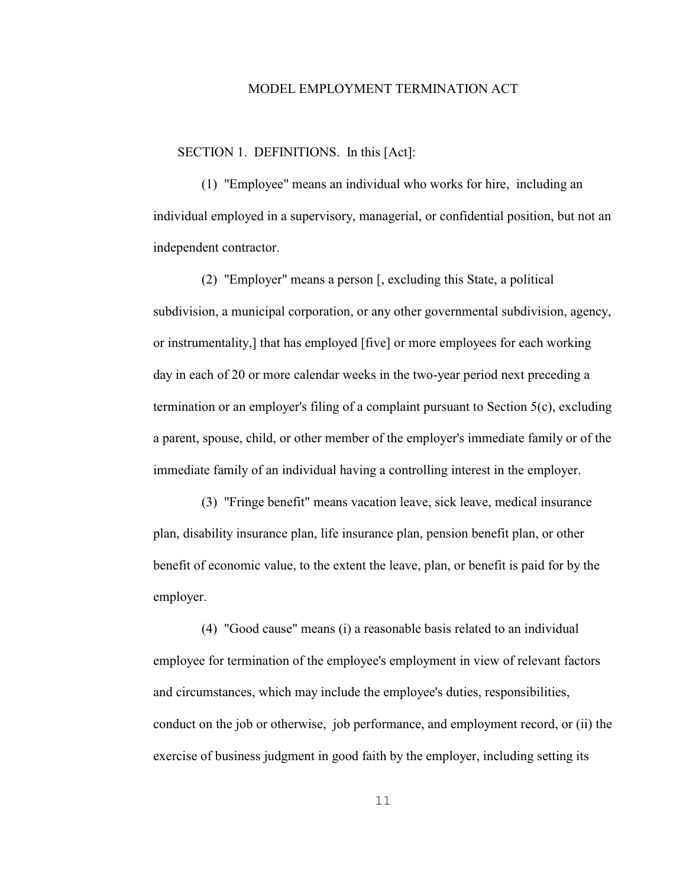# MODEL EMPLOYMENT TERMINATION ACT

SECTION 1. DEFINITIONS. In this [Act]:

(1) "Employee" means an individual who works for hire, including an individual employed in a supervisory, managerial, or confidential position, but not an independent contractor.

(2) "Employer" means a person [, excluding this State, a political subdivision, a municipal corporation, or any other governmental subdivision, agency, or instrumentality,] that has employed [five] or more employees for each working day in each of 20 or more calendar weeks in the two-year period next preceding a termination or an employer's filing of a complaint pursuant to Section 5(c), excluding a parent, spouse, child, or other member of the employer's immediate family or of the immediate family of an individual having a controlling interest in the employer.

(3) "Fringe benefit" means vacation leave, sick leave, medical insurance plan, disability insurance plan, life insurance plan, pension benefit plan, or other benefit of economic value, to the extent the leave, plan, or benefit is paid for by the employer.

(4) "Good cause" means (i) a reasonable basis related to an individual employee for termination of the employee's employment in view of relevant factors and circumstances, which may include the employee's duties, responsibilities, conduct on the job or otherwise, job performance, and employment record, or (ii) the exercise of business judgment in good faith by the employer, including setting its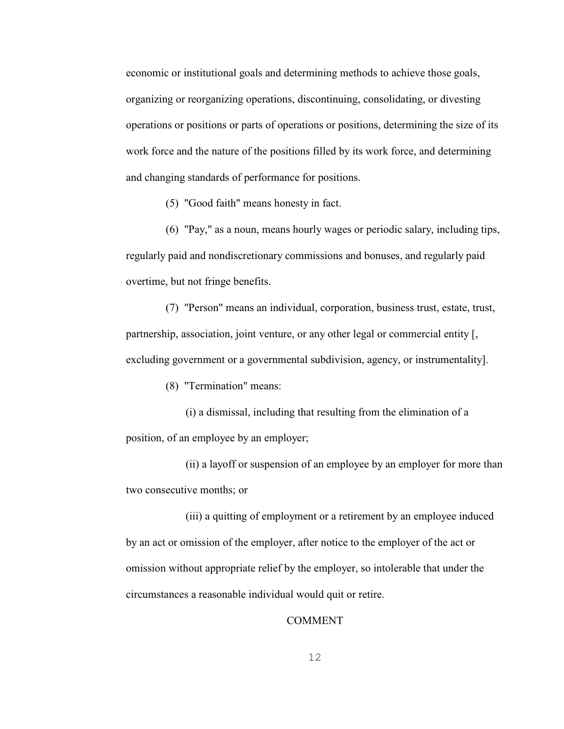economic or institutional goals and determining methods to achieve those goals, organizing or reorganizing operations, discontinuing, consolidating, or divesting operations or positions or parts of operations or positions, determining the size of its work force and the nature of the positions filled by its work force, and determining and changing standards of performance for positions.

(5) "Good faith" means honesty in fact.

(6) "Pay," as a noun, means hourly wages or periodic salary, including tips, regularly paid and nondiscretionary commissions and bonuses, and regularly paid overtime, but not fringe benefits.

(7) "Person" means an individual, corporation, business trust, estate, trust, partnership, association, joint venture, or any other legal or commercial entity [, excluding government or a governmental subdivision, agency, or instrumentality].

(8) "Termination" means:

(i) a dismissal, including that resulting from the elimination of a position, of an employee by an employer;

(ii) a layoff or suspension of an employee by an employer for more than two consecutive months; or

(iii) a quitting of employment or a retirement by an employee induced by an act or omission of the employer, after notice to the employer of the act or omission without appropriate relief by the employer, so intolerable that under the circumstances a reasonable individual would quit or retire.

COMMENT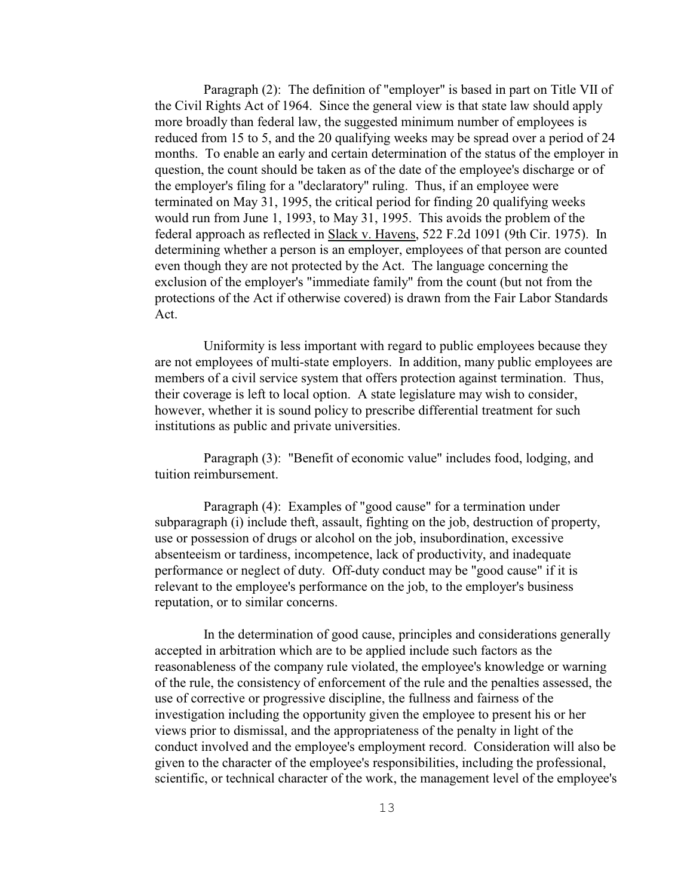Paragraph (2): The definition of "employer" is based in part on Title VII of the Civil Rights Act of 1964. Since the general view is that state law should apply more broadly than federal law, the suggested minimum number of employees is reduced from 15 to 5, and the 20 qualifying weeks may be spread over a period of 24 months. To enable an early and certain determination of the status of the employer in question, the count should be taken as of the date of the employee's discharge or of the employer's filing for a "declaratory" ruling. Thus, if an employee were terminated on May 31, 1995, the critical period for finding 20 qualifying weeks would run from June 1, 1993, to May 31, 1995. This avoids the problem of the federal approach as reflected in Slack v. Havens, 522 F.2d 1091 (9th Cir. 1975). In determining whether a person is an employer, employees of that person are counted even though they are not protected by the Act. The language concerning the exclusion of the employer's "immediate family" from the count (but not from the protections of the Act if otherwise covered) is drawn from the Fair Labor Standards Act.

Uniformity is less important with regard to public employees because they are not employees of multi-state employers. In addition, many public employees are members of a civil service system that offers protection against termination. Thus, their coverage is left to local option. A state legislature may wish to consider, however, whether it is sound policy to prescribe differential treatment for such institutions as public and private universities.

Paragraph (3): "Benefit of economic value" includes food, lodging, and tuition reimbursement.

Paragraph (4): Examples of "good cause" for a termination under subparagraph (i) include theft, assault, fighting on the job, destruction of property, use or possession of drugs or alcohol on the job, insubordination, excessive absenteeism or tardiness, incompetence, lack of productivity, and inadequate performance or neglect of duty. Off-duty conduct may be "good cause" if it is relevant to the employee's performance on the job, to the employer's business reputation, or to similar concerns.

In the determination of good cause, principles and considerations generally accepted in arbitration which are to be applied include such factors as the reasonableness of the company rule violated, the employee's knowledge or warning of the rule, the consistency of enforcement of the rule and the penalties assessed, the use of corrective or progressive discipline, the fullness and fairness of the investigation including the opportunity given the employee to present his or her views prior to dismissal, and the appropriateness of the penalty in light of the conduct involved and the employee's employment record. Consideration will also be given to the character of the employee's responsibilities, including the professional, scientific, or technical character of the work, the management level of the employee's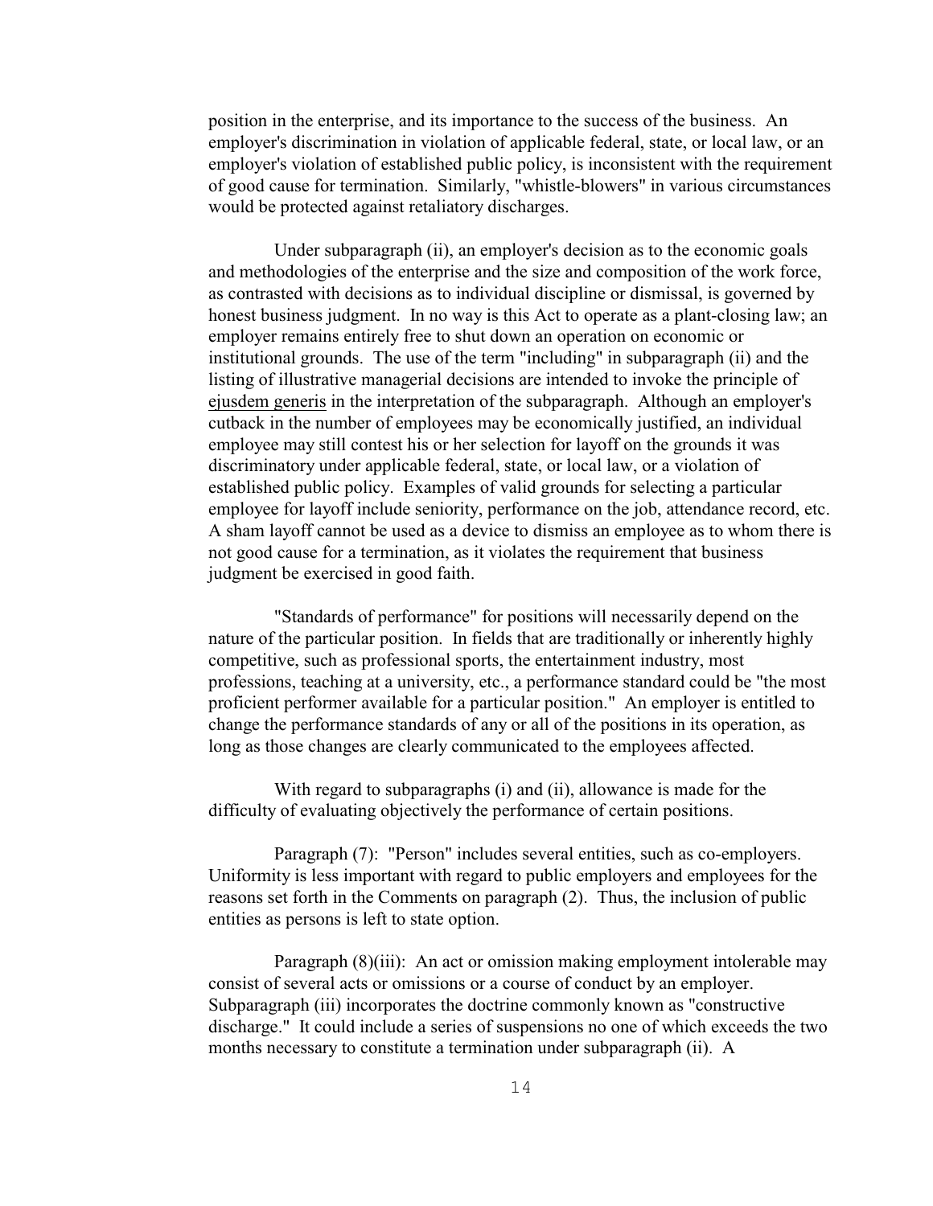position in the enterprise, and its importance to the success of the business. An employer's discrimination in violation of applicable federal, state, or local law, or an employer's violation of established public policy, is inconsistent with the requirement of good cause for termination. Similarly, "whistle-blowers" in various circumstances would be protected against retaliatory discharges.

Under subparagraph (ii), an employer's decision as to the economic goals and methodologies of the enterprise and the size and composition of the work force, as contrasted with decisions as to individual discipline or dismissal, is governed by honest business judgment. In no way is this Act to operate as a plant-closing law; an employer remains entirely free to shut down an operation on economic or institutional grounds. The use of the term "including" in subparagraph (ii) and the listing of illustrative managerial decisions are intended to invoke the principle of ejusdem generis in the interpretation of the subparagraph. Although an employer's cutback in the number of employees may be economically justified, an individual employee may still contest his or her selection for layoff on the grounds it was discriminatory under applicable federal, state, or local law, or a violation of established public policy. Examples of valid grounds for selecting a particular employee for layoff include seniority, performance on the job, attendance record, etc. A sham layoff cannot be used as a device to dismiss an employee as to whom there is not good cause for a termination, as it violates the requirement that business judgment be exercised in good faith.

"Standards of performance" for positions will necessarily depend on the nature of the particular position. In fields that are traditionally or inherently highly competitive, such as professional sports, the entertainment industry, most professions, teaching at a university, etc., a performance standard could be "the most proficient performer available for a particular position." An employer is entitled to change the performance standards of any or all of the positions in its operation, as long as those changes are clearly communicated to the employees affected.

With regard to subparagraphs (i) and (ii), allowance is made for the difficulty of evaluating objectively the performance of certain positions.

Paragraph (7): "Person" includes several entities, such as co-employers. Uniformity is less important with regard to public employers and employees for the reasons set forth in the Comments on paragraph (2). Thus, the inclusion of public entities as persons is left to state option.

Paragraph (8)(iii): An act or omission making employment intolerable may consist of several acts or omissions or a course of conduct by an employer. Subparagraph (iii) incorporates the doctrine commonly known as "constructive discharge." It could include a series of suspensions no one of which exceeds the two months necessary to constitute a termination under subparagraph (ii). A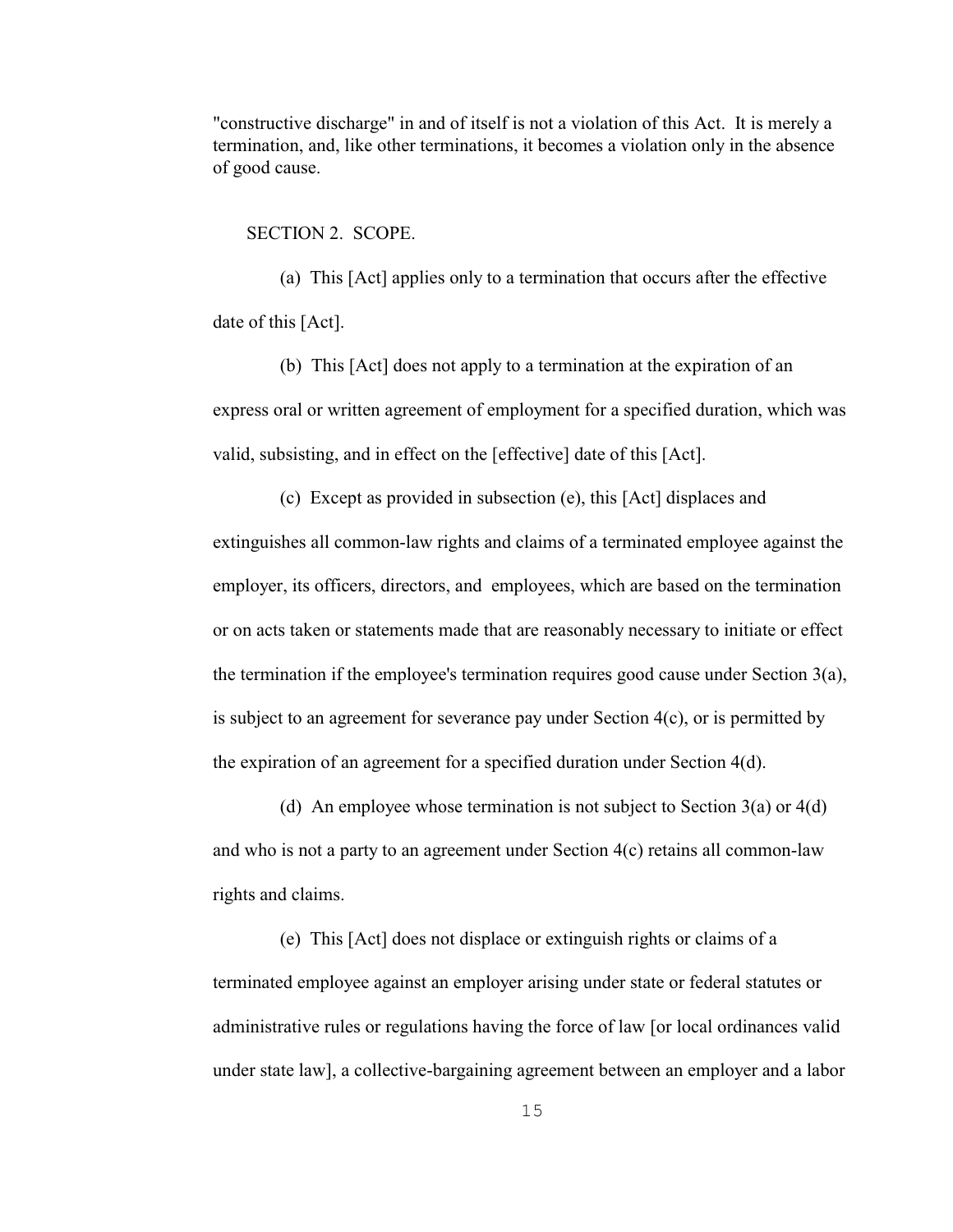"constructive discharge" in and of itself is not a violation of this Act. It is merely a termination, and, like other terminations, it becomes a violation only in the absence of good cause.

SECTION 2. SCOPE.

(a) This [Act] applies only to a termination that occurs after the effective date of this [Act].

(b) This [Act] does not apply to a termination at the expiration of an express oral or written agreement of employment for a specified duration, which was valid, subsisting, and in effect on the [effective] date of this [Act].

(c) Except as provided in subsection (e), this [Act] displaces and extinguishes all common-law rights and claims of a terminated employee against the employer, its officers, directors, and employees, which are based on the termination or on acts taken or statements made that are reasonably necessary to initiate or effect the termination if the employee's termination requires good cause under Section 3(a), is subject to an agreement for severance pay under Section 4(c), or is permitted by the expiration of an agreement for a specified duration under Section 4(d).

(d) An employee whose termination is not subject to Section 3(a) or 4(d) and who is not a party to an agreement under Section 4(c) retains all common-law rights and claims.

(e) This [Act] does not displace or extinguish rights or claims of a terminated employee against an employer arising under state or federal statutes or administrative rules or regulations having the force of law [or local ordinances valid under state law], a collective-bargaining agreement between an employer and a labor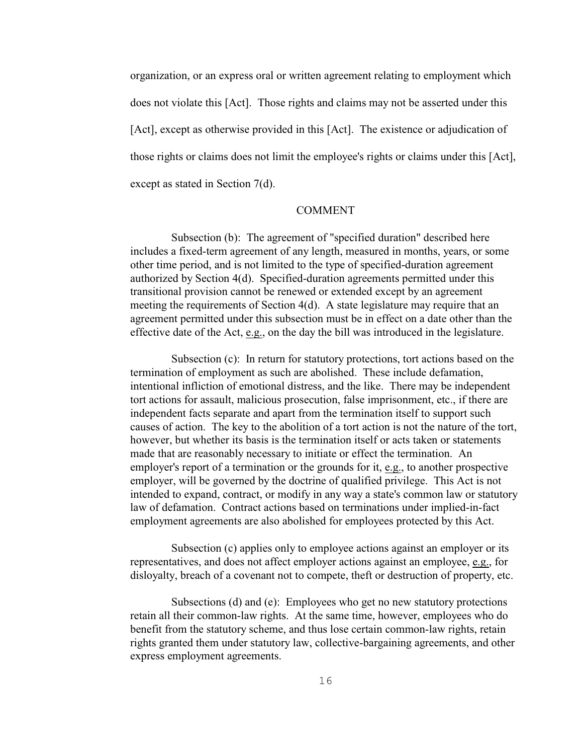organization, or an express oral or written agreement relating to employment which does not violate this [Act]. Those rights and claims may not be asserted under this [Act], except as otherwise provided in this [Act]. The existence or adjudication of those rights or claims does not limit the employee's rights or claims under this [Act], except as stated in Section 7(d).

## COMMENT

Subsection (b): The agreement of "specified duration" described here includes a fixed-term agreement of any length, measured in months, years, or some other time period, and is not limited to the type of specified-duration agreement authorized by Section 4(d). Specified-duration agreements permitted under this transitional provision cannot be renewed or extended except by an agreement meeting the requirements of Section 4(d). A state legislature may require that an agreement permitted under this subsection must be in effect on a date other than the effective date of the Act, e.g., on the day the bill was introduced in the legislature.

Subsection (c): In return for statutory protections, tort actions based on the termination of employment as such are abolished. These include defamation, intentional infliction of emotional distress, and the like. There may be independent tort actions for assault, malicious prosecution, false imprisonment, etc., if there are independent facts separate and apart from the termination itself to support such causes of action. The key to the abolition of a tort action is not the nature of the tort, however, but whether its basis is the termination itself or acts taken or statements made that are reasonably necessary to initiate or effect the termination. An employer's report of a termination or the grounds for it, e.g., to another prospective employer, will be governed by the doctrine of qualified privilege. This Act is not intended to expand, contract, or modify in any way a state's common law or statutory law of defamation. Contract actions based on terminations under implied-in-fact employment agreements are also abolished for employees protected by this Act.

Subsection (c) applies only to employee actions against an employer or its representatives, and does not affect employer actions against an employee, e.g., for disloyalty, breach of a covenant not to compete, theft or destruction of property, etc.

Subsections (d) and (e): Employees who get no new statutory protections retain all their common-law rights. At the same time, however, employees who do benefit from the statutory scheme, and thus lose certain common-law rights, retain rights granted them under statutory law, collective-bargaining agreements, and other express employment agreements.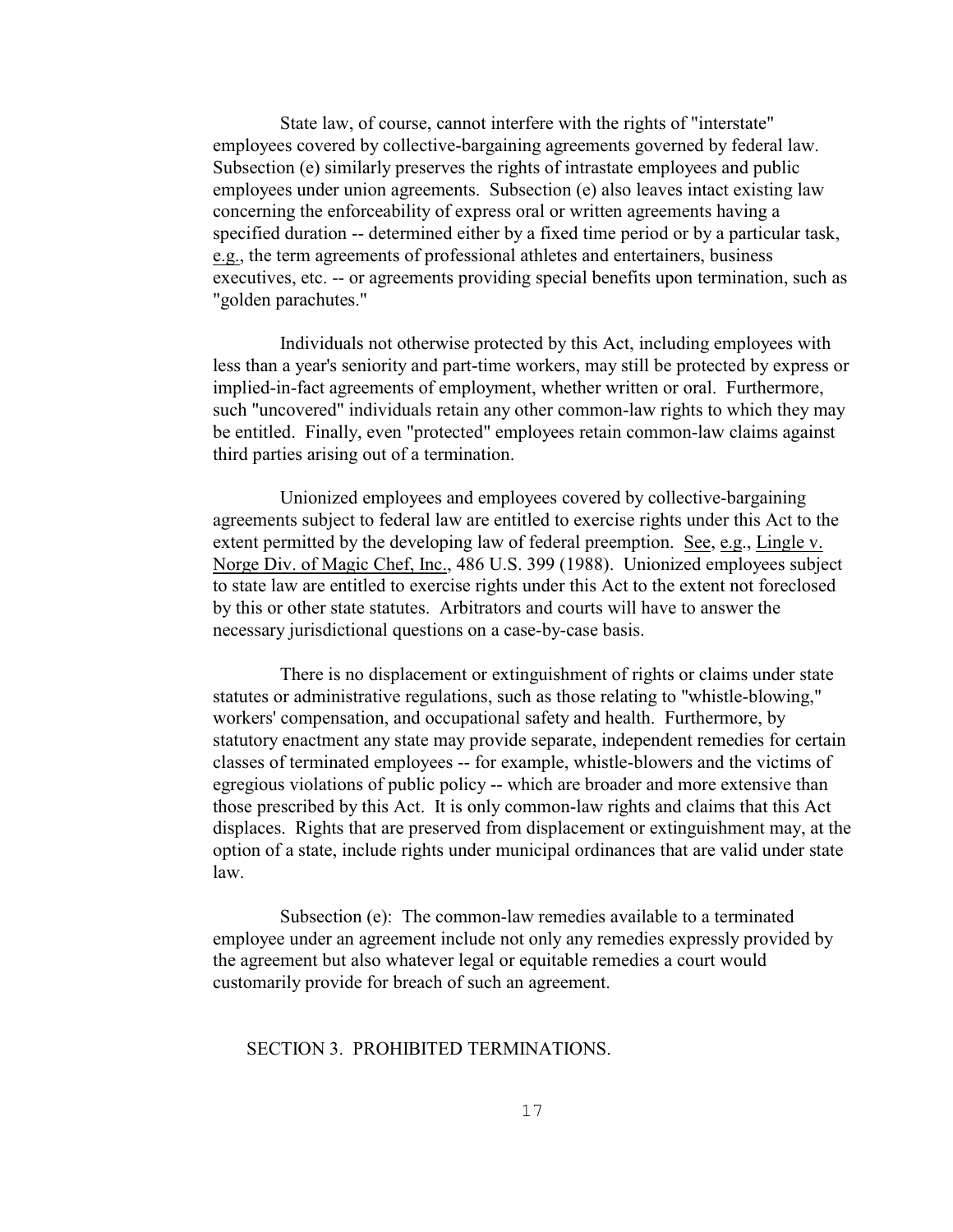State law, of course, cannot interfere with the rights of "interstate" employees covered by collective-bargaining agreements governed by federal law. Subsection (e) similarly preserves the rights of intrastate employees and public employees under union agreements. Subsection (e) also leaves intact existing law concerning the enforceability of express oral or written agreements having a specified duration -- determined either by a fixed time period or by a particular task, e.g., the term agreements of professional athletes and entertainers, business executives, etc. -- or agreements providing special benefits upon termination, such as "golden parachutes."

Individuals not otherwise protected by this Act, including employees with less than a year's seniority and part-time workers, may still be protected by express or implied-in-fact agreements of employment, whether written or oral. Furthermore, such "uncovered" individuals retain any other common-law rights to which they may be entitled. Finally, even "protected" employees retain common-law claims against third parties arising out of a termination.

Unionized employees and employees covered by collective-bargaining agreements subject to federal law are entitled to exercise rights under this Act to the extent permitted by the developing law of federal preemption. See, e.g., Lingle v. Norge Div. of Magic Chef, Inc., 486 U.S. 399 (1988). Unionized employees subject to state law are entitled to exercise rights under this Act to the extent not foreclosed by this or other state statutes. Arbitrators and courts will have to answer the necessary jurisdictional questions on a case-by-case basis.

There is no displacement or extinguishment of rights or claims under state statutes or administrative regulations, such as those relating to "whistle-blowing," workers' compensation, and occupational safety and health. Furthermore, by statutory enactment any state may provide separate, independent remedies for certain classes of terminated employees -- for example, whistle-blowers and the victims of egregious violations of public policy -- which are broader and more extensive than those prescribed by this Act. It is only common-law rights and claims that this Act displaces. Rights that are preserved from displacement or extinguishment may, at the option of a state, include rights under municipal ordinances that are valid under state law.

Subsection (e): The common-law remedies available to a terminated employee under an agreement include not only any remedies expressly provided by the agreement but also whatever legal or equitable remedies a court would customarily provide for breach of such an agreement.

## SECTION 3. PROHIBITED TERMINATIONS.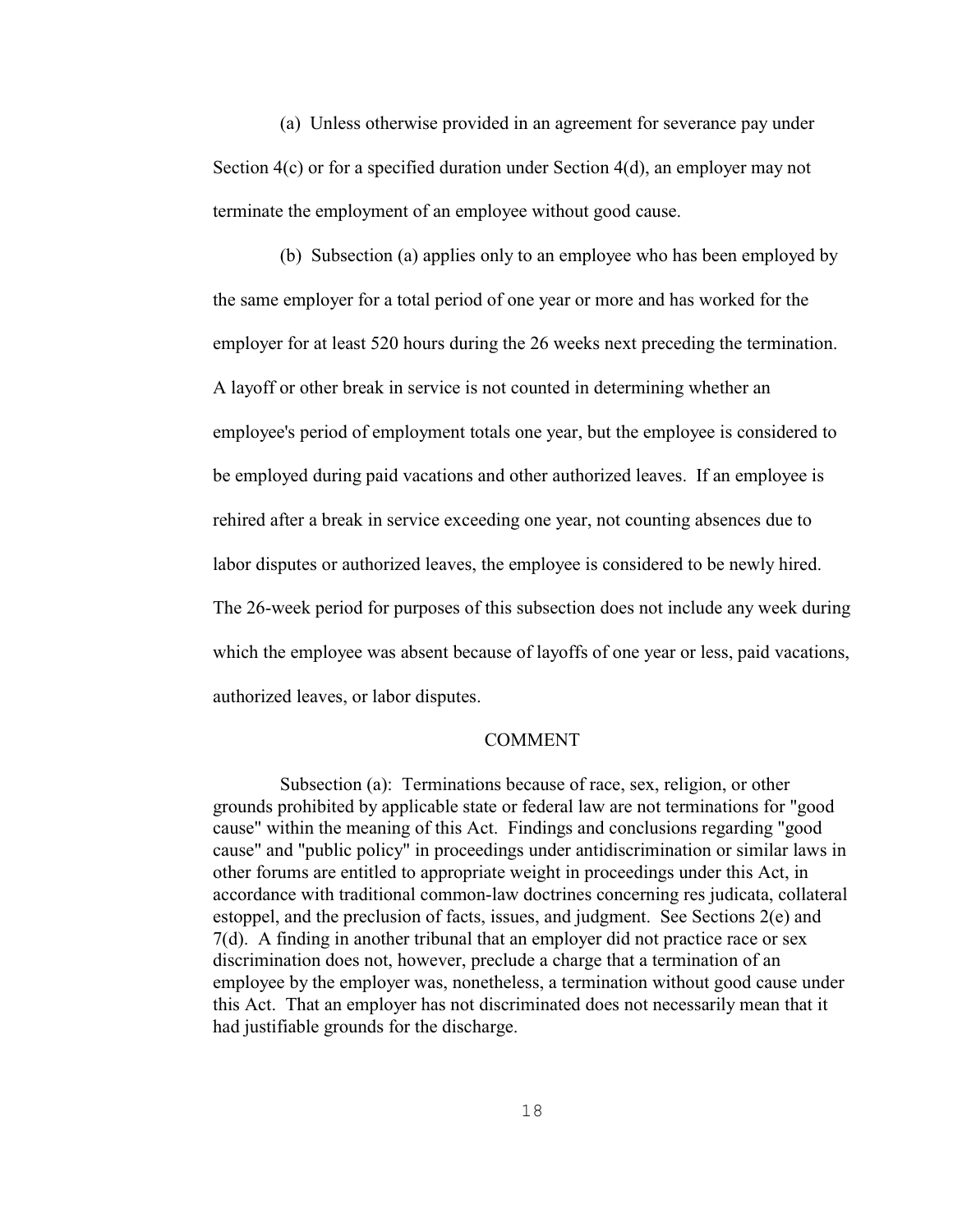(a) Unless otherwise provided in an agreement for severance pay under Section 4(c) or for a specified duration under Section 4(d), an employer may not terminate the employment of an employee without good cause.

(b) Subsection (a) applies only to an employee who has been employed by the same employer for a total period of one year or more and has worked for the employer for at least 520 hours during the 26 weeks next preceding the termination. A layoff or other break in service is not counted in determining whether an employee's period of employment totals one year, but the employee is considered to be employed during paid vacations and other authorized leaves. If an employee is rehired after a break in service exceeding one year, not counting absences due to labor disputes or authorized leaves, the employee is considered to be newly hired. The 26-week period for purposes of this subsection does not include any week during which the employee was absent because of layoffs of one year or less, paid vacations, authorized leaves, or labor disputes.

COMMENT

Subsection (a): Terminations because of race, sex, religion, or other grounds prohibited by applicable state or federal law are not terminations for "good cause" within the meaning of this Act. Findings and conclusions regarding "good cause" and "public policy" in proceedings under antidiscrimination or similar laws in other forums are entitled to appropriate weight in proceedings under this Act, in accordance with traditional common-law doctrines concerning res judicata, collateral estoppel, and the preclusion of facts, issues, and judgment. See Sections 2(e) and 7(d). A finding in another tribunal that an employer did not practice race or sex discrimination does not, however, preclude a charge that a termination of an employee by the employer was, nonetheless, a termination without good cause under this Act. That an employer has not discriminated does not necessarily mean that it had justifiable grounds for the discharge.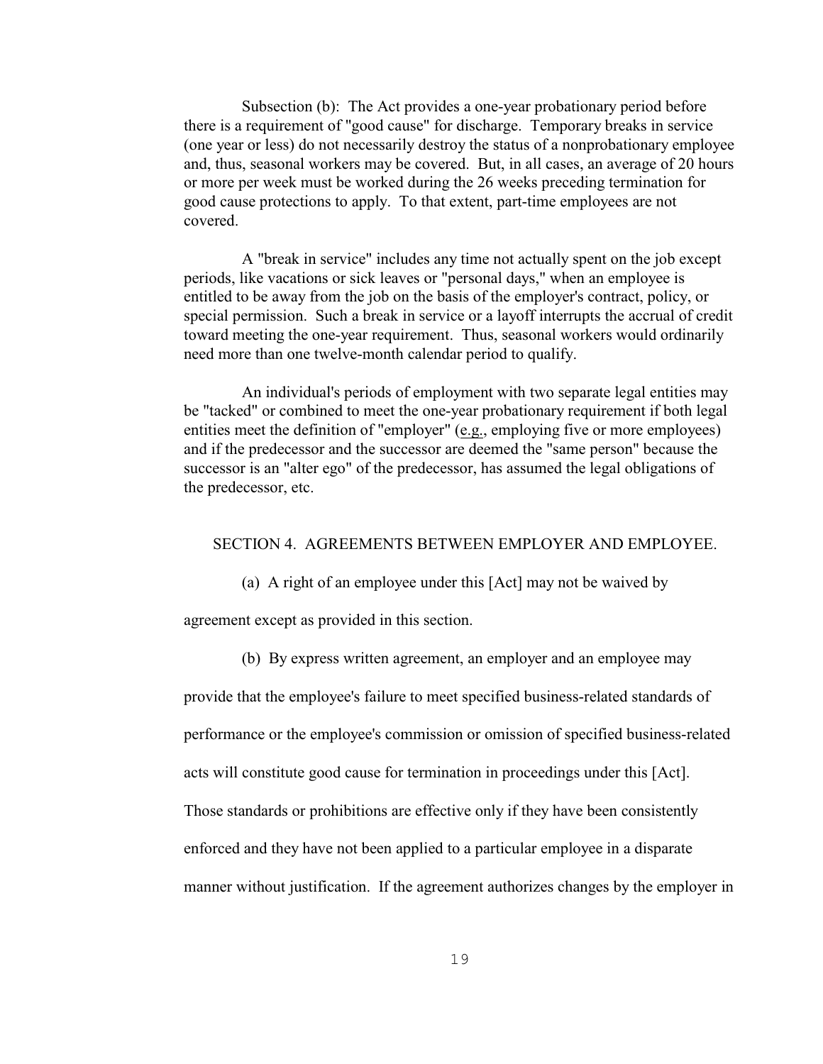Subsection (b): The Act provides a one-year probationary period before there is a requirement of "good cause" for discharge. Temporary breaks in service (one year or less) do not necessarily destroy the status of a nonprobationary employee and, thus, seasonal workers may be covered. But, in all cases, an average of 20 hours or more per week must be worked during the 26 weeks preceding termination for good cause protections to apply. To that extent, part-time employees are not covered.

A "break in service" includes any time not actually spent on the job except periods, like vacations or sick leaves or "personal days," when an employee is entitled to be away from the job on the basis of the employer's contract, policy, or special permission. Such a break in service or a layoff interrupts the accrual of credit toward meeting the one-year requirement. Thus, seasonal workers would ordinarily need more than one twelve-month calendar period to qualify.

An individual's periods of employment with two separate legal entities may be "tacked" or combined to meet the one-year probationary requirement if both legal entities meet the definition of "employer" (e.g., employing five or more employees) and if the predecessor and the successor are deemed the "same person" because the successor is an "alter ego" of the predecessor, has assumed the legal obligations of the predecessor, etc.

SECTION 4. AGREEMENTS BETWEEN EMPLOYER AND EMPLOYEE.

(a) A right of an employee under this [Act] may not be waived by agreement except as provided in this section.

(b) By express written agreement, an employer and an employee may provide that the employee's failure to meet specified business-related standards of performance or the employee's commission or omission of specified business-related acts will constitute good cause for termination in proceedings under this [Act]. Those standards or prohibitions are effective only if they have been consistently enforced and they have not been applied to a particular employee in a disparate manner without justification. If the agreement authorizes changes by the employer in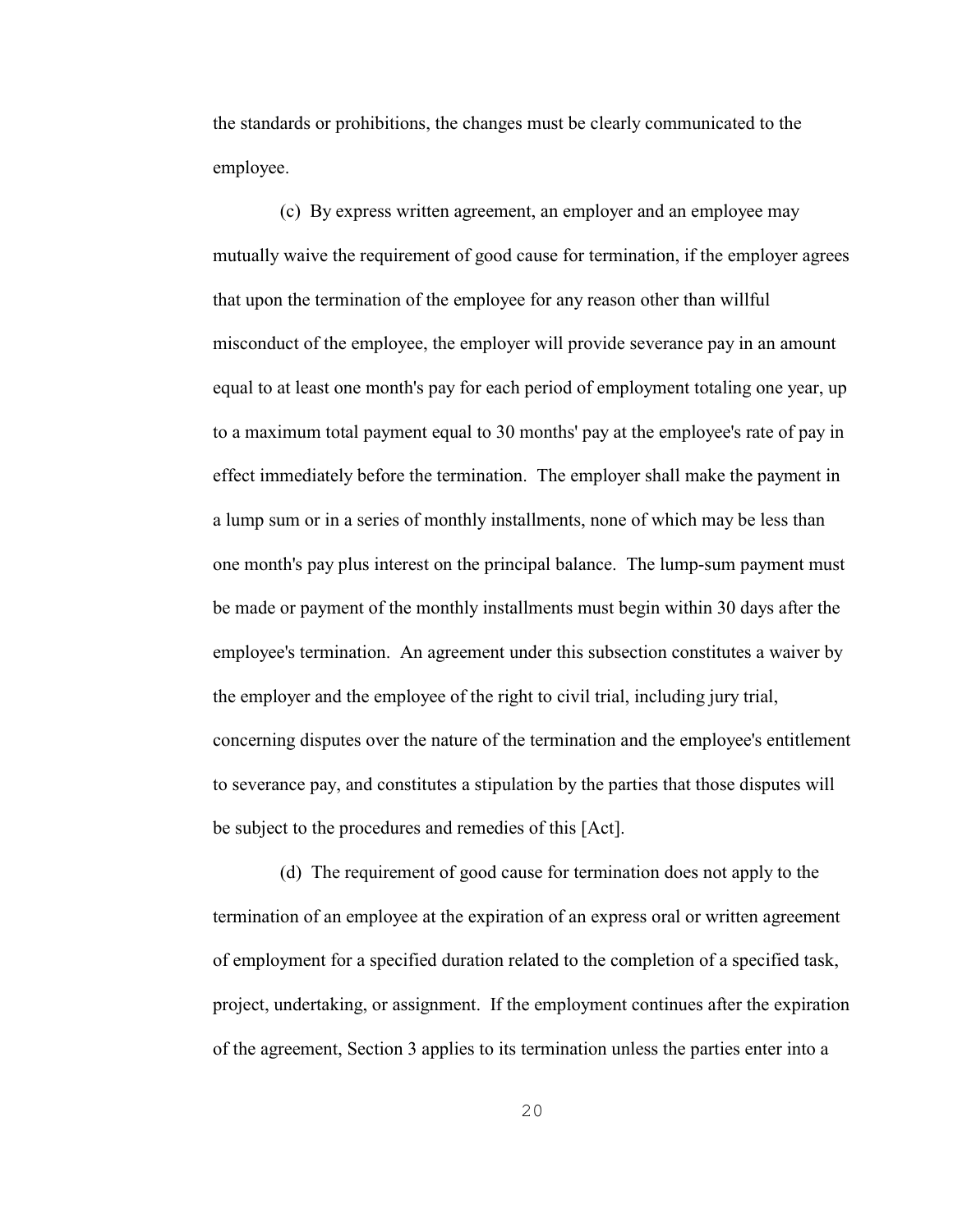the standards or prohibitions, the changes must be clearly communicated to the employee.

(c) By express written agreement, an employer and an employee may mutually waive the requirement of good cause for termination, if the employer agrees that upon the termination of the employee for any reason other than willful misconduct of the employee, the employer will provide severance pay in an amount equal to at least one month's pay for each period of employment totaling one year, up to a maximum total payment equal to 30 months' pay at the employee's rate of pay in effect immediately before the termination. The employer shall make the payment in a lump sum or in a series of monthly installments, none of which may be less than one month's pay plus interest on the principal balance. The lump-sum payment must be made or payment of the monthly installments must begin within 30 days after the employee's termination. An agreement under this subsection constitutes a waiver by the employer and the employee of the right to civil trial, including jury trial, concerning disputes over the nature of the termination and the employee's entitlement to severance pay, and constitutes a stipulation by the parties that those disputes will be subject to the procedures and remedies of this [Act].

(d) The requirement of good cause for termination does not apply to the termination of an employee at the expiration of an express oral or written agreement of employment for a specified duration related to the completion of a specified task, project, undertaking, or assignment. If the employment continues after the expiration of the agreement, Section 3 applies to its termination unless the parties enter into a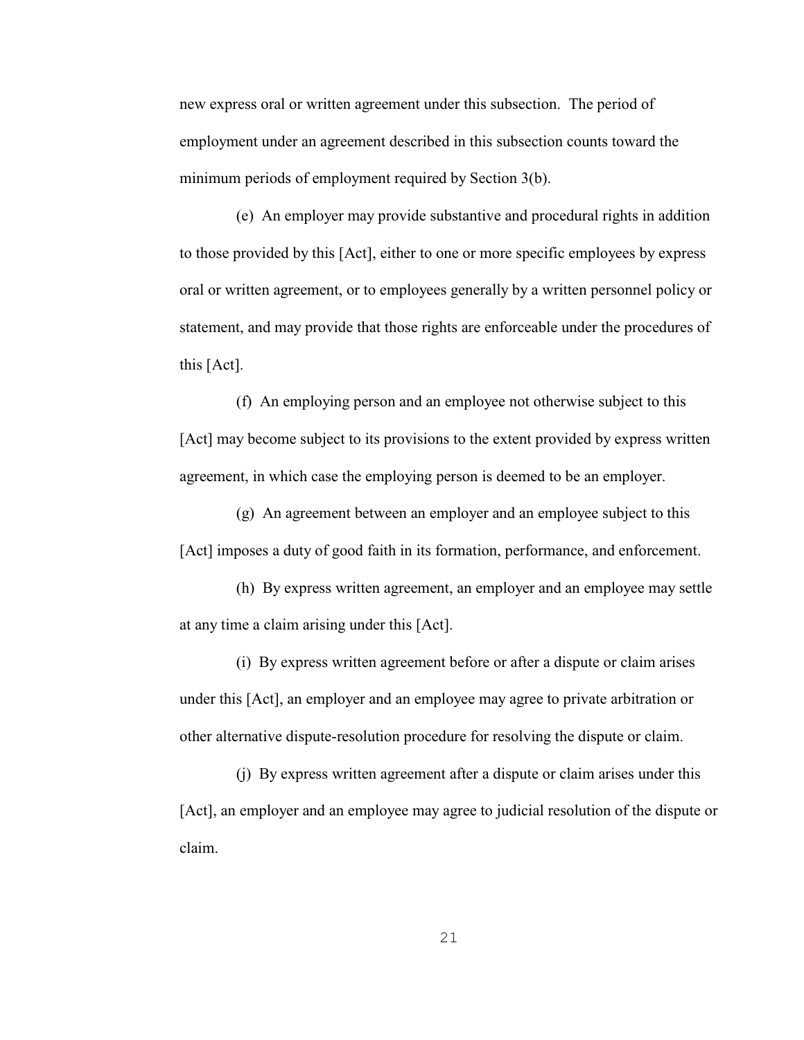new express oral or written agreement under this subsection. The period of employment under an agreement described in this subsection counts toward the minimum periods of employment required by Section 3(b).

(e) An employer may provide substantive and procedural rights in addition to those provided by this [Act], either to one or more specific employees by express oral or written agreement, or to employees generally by a written personnel policy or statement, and may provide that those rights are enforceable under the procedures of this [Act].

(f) An employing person and an employee not otherwise subject to this [Act] may become subject to its provisions to the extent provided by express written agreement, in which case the employing person is deemed to be an employer.

(g) An agreement between an employer and an employee subject to this [Act] imposes a duty of good faith in its formation, performance, and enforcement.

(h) By express written agreement, an employer and an employee may settle at any time a claim arising under this [Act].

(i) By express written agreement before or after a dispute or claim arises under this [Act], an employer and an employee may agree to private arbitration or other alternative dispute-resolution procedure for resolving the dispute or claim.

(j) By express written agreement after a dispute or claim arises under this [Act], an employer and an employee may agree to judicial resolution of the dispute or claim.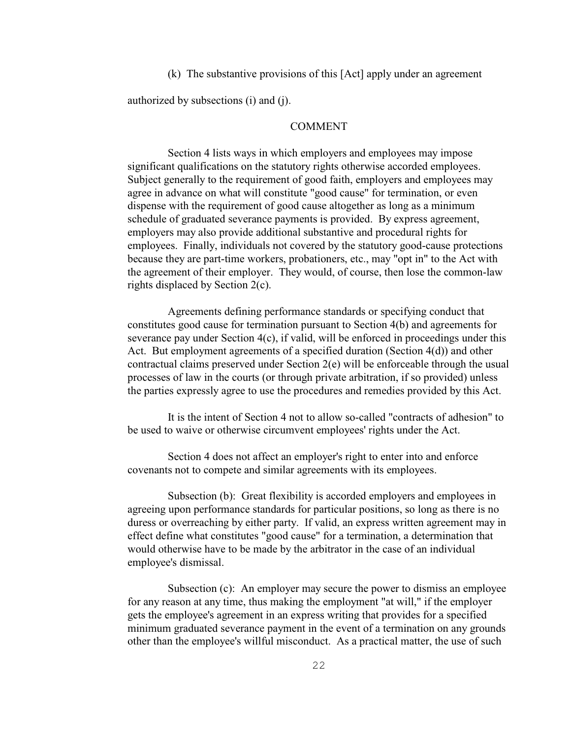(k) The substantive provisions of this [Act] apply under an agreement authorized by subsections (i) and (j).

## COMMENT

Section 4 lists ways in which employers and employees may impose significant qualifications on the statutory rights otherwise accorded employees. Subject generally to the requirement of good faith, employers and employees may agree in advance on what will constitute "good cause" for termination, or even dispense with the requirement of good cause altogether as long as a minimum schedule of graduated severance payments is provided. By express agreement, employers may also provide additional substantive and procedural rights for employees. Finally, individuals not covered by the statutory good-cause protections because they are part-time workers, probationers, etc., may "opt in" to the Act with the agreement of their employer. They would, of course, then lose the common-law rights displaced by Section 2(c).

Agreements defining performance standards or specifying conduct that constitutes good cause for termination pursuant to Section 4(b) and agreements for severance pay under Section 4(c), if valid, will be enforced in proceedings under this Act. But employment agreements of a specified duration (Section 4(d)) and other contractual claims preserved under Section 2(e) will be enforceable through the usual processes of law in the courts (or through private arbitration, if so provided) unless the parties expressly agree to use the procedures and remedies provided by this Act.

It is the intent of Section 4 not to allow so-called "contracts of adhesion" to be used to waive or otherwise circumvent employees' rights under the Act.

Section 4 does not affect an employer's right to enter into and enforce covenants not to compete and similar agreements with its employees.

Subsection (b): Great flexibility is accorded employers and employees in agreeing upon performance standards for particular positions, so long as there is no duress or overreaching by either party. If valid, an express written agreement may in effect define what constitutes "good cause" for a termination, a determination that would otherwise have to be made by the arbitrator in the case of an individual employee's dismissal.

Subsection (c): An employer may secure the power to dismiss an employee for any reason at any time, thus making the employment "at will," if the employer gets the employee's agreement in an express writing that provides for a specified minimum graduated severance payment in the event of a termination on any grounds other than the employee's willful misconduct. As a practical matter, the use of such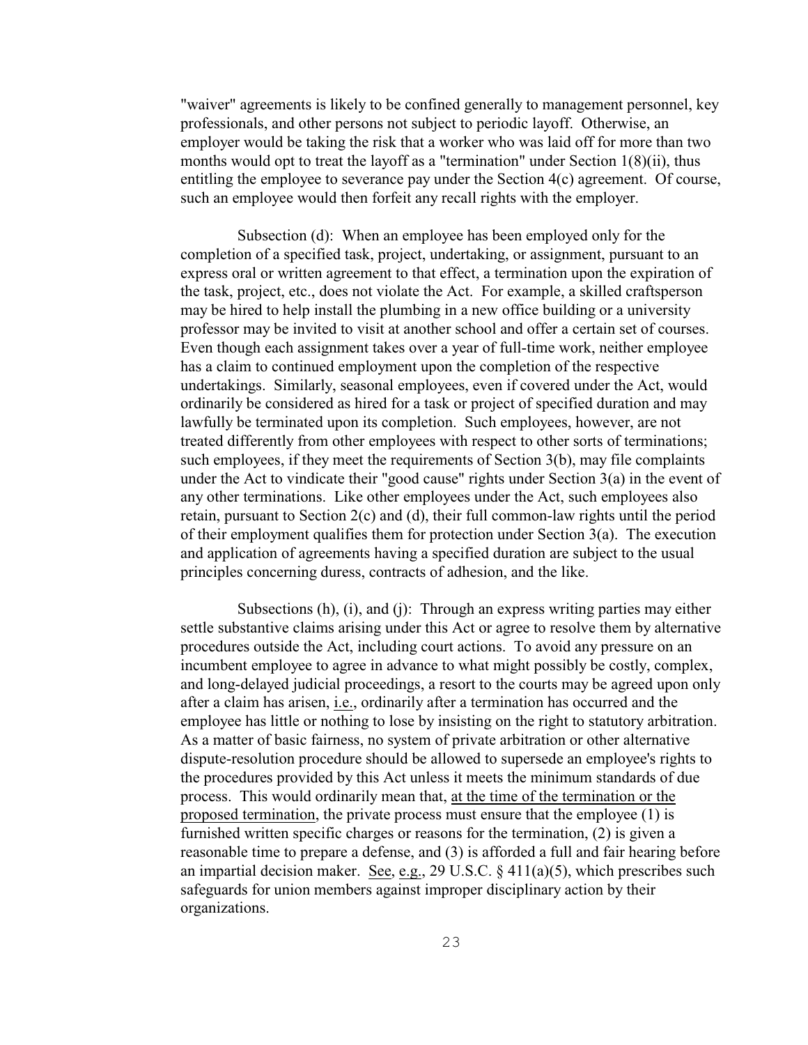"waiver" agreements is likely to be confined generally to management personnel, key professionals, and other persons not subject to periodic layoff. Otherwise, an employer would be taking the risk that a worker who was laid off for more than two months would opt to treat the layoff as a "termination" under Section 1(8)(ii), thus entitling the employee to severance pay under the Section 4(c) agreement. Of course, such an employee would then forfeit any recall rights with the employer.

Subsection (d): When an employee has been employed only for the completion of a specified task, project, undertaking, or assignment, pursuant to an express oral or written agreement to that effect, a termination upon the expiration of the task, project, etc., does not violate the Act. For example, a skilled craftsperson may be hired to help install the plumbing in a new office building or a university professor may be invited to visit at another school and offer a certain set of courses. Even though each assignment takes over a year of full-time work, neither employee has a claim to continued employment upon the completion of the respective undertakings. Similarly, seasonal employees, even if covered under the Act, would ordinarily be considered as hired for a task or project of specified duration and may lawfully be terminated upon its completion. Such employees, however, are not treated differently from other employees with respect to other sorts of terminations; such employees, if they meet the requirements of Section 3(b), may file complaints under the Act to vindicate their "good cause" rights under Section 3(a) in the event of any other terminations. Like other employees under the Act, such employees also retain, pursuant to Section 2(c) and (d), their full common-law rights until the period of their employment qualifies them for protection under Section 3(a). The execution and application of agreements having a specified duration are subject to the usual principles concerning duress, contracts of adhesion, and the like.

Subsections (h), (i), and (j): Through an express writing parties may either settle substantive claims arising under this Act or agree to resolve them by alternative procedures outside the Act, including court actions. To avoid any pressure on an incumbent employee to agree in advance to what might possibly be costly, complex, and long-delayed judicial proceedings, a resort to the courts may be agreed upon only after a claim has arisen, i.e., ordinarily after a termination has occurred and the employee has little or nothing to lose by insisting on the right to statutory arbitration. As a matter of basic fairness, no system of private arbitration or other alternative dispute-resolution procedure should be allowed to supersede an employee's rights to the procedures provided by this Act unless it meets the minimum standards of due process. This would ordinarily mean that, at the time of the termination or the proposed termination, the private process must ensure that the employee (1) is furnished written specific charges or reasons for the termination, (2) is given a reasonable time to prepare a defense, and (3) is afforded a full and fair hearing before an impartial decision maker. See, e.g., 29 U.S.C. § 411(a)(5), which prescribes such safeguards for union members against improper disciplinary action by their organizations.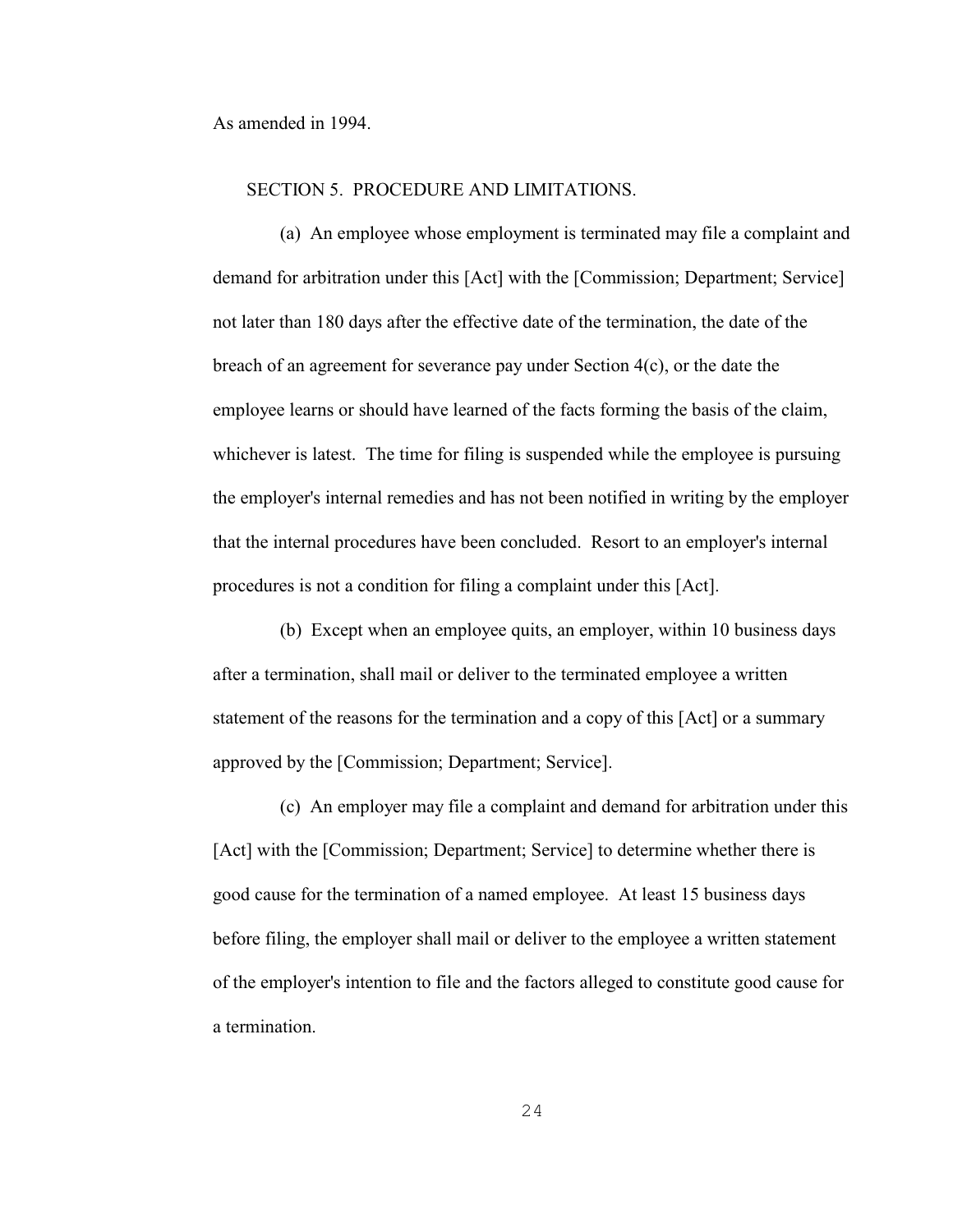As amended in 1994.

SECTION 5. PROCEDURE AND LIMITATIONS.

(a) An employee whose employment is terminated may file a complaint and demand for arbitration under this [Act] with the [Commission; Department; Service] not later than 180 days after the effective date of the termination, the date of the breach of an agreement for severance pay under Section 4(c), or the date the employee learns or should have learned of the facts forming the basis of the claim, whichever is latest. The time for filing is suspended while the employee is pursuing the employer's internal remedies and has not been notified in writing by the employer that the internal procedures have been concluded. Resort to an employer's internal procedures is not a condition for filing a complaint under this [Act].

(b) Except when an employee quits, an employer, within 10 business days after a termination, shall mail or deliver to the terminated employee a written statement of the reasons for the termination and a copy of this [Act] or a summary approved by the [Commission; Department; Service].

(c) An employer may file a complaint and demand for arbitration under this [Act] with the [Commission; Department; Service] to determine whether there is good cause for the termination of a named employee. At least 15 business days before filing, the employer shall mail or deliver to the employee a written statement of the employer's intention to file and the factors alleged to constitute good cause for a termination.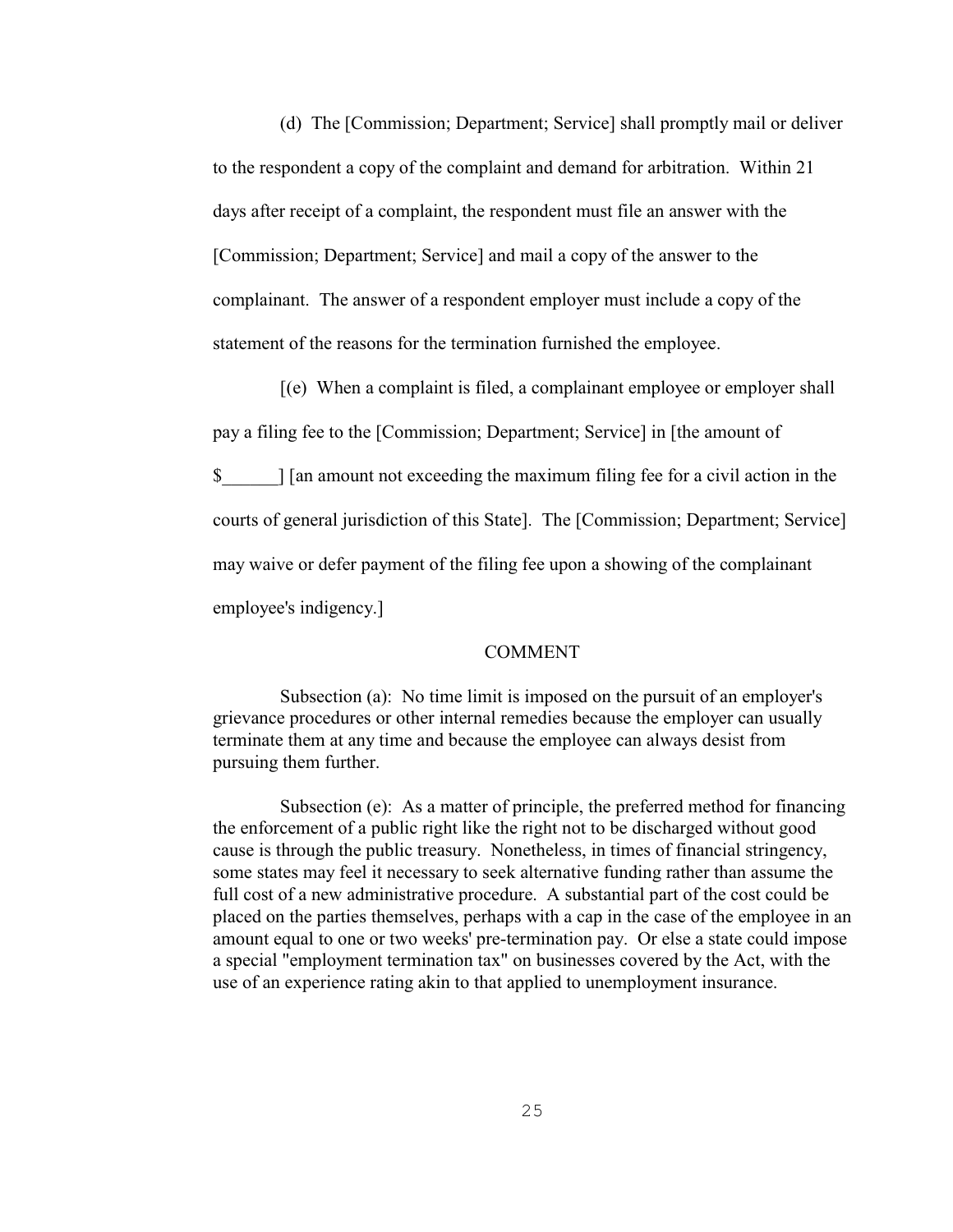(d) The [Commission; Department; Service] shall promptly mail or deliver to the respondent a copy of the complaint and demand for arbitration. Within 21 days after receipt of a complaint, the respondent must file an answer with the [Commission; Department; Service] and mail a copy of the answer to the complainant. The answer of a respondent employer must include a copy of the statement of the reasons for the termination furnished the employee.

[(e) When a complaint is filed, a complainant employee or employer shall pay a filing fee to the [Commission; Department; Service] in [the amount of $______] [an amount not exceeding the maximum filing fee for a civil action in the courts of general jurisdiction of this State]. The [Commission; Department; Service] may waive or defer payment of the filing fee upon a showing of the complainant employee's indigency.]

COMMENT

Subsection (a): No time limit is imposed on the pursuit of an employer's grievance procedures or other internal remedies because the employer can usually terminate them at any time and because the employee can always desist from pursuing them further.

Subsection (e): As a matter of principle, the preferred method for financing the enforcement of a public right like the right not to be discharged without good cause is through the public treasury. Nonetheless, in times of financial stringency, some states may feel it necessary to seek alternative funding rather than assume the full cost of a new administrative procedure. A substantial part of the cost could be placed on the parties themselves, perhaps with a cap in the case of the employee in an amount equal to one or two weeks' pre-termination pay. Or else a state could impose a special "employment termination tax" on businesses covered by the Act, with the use of an experience rating akin to that applied to unemployment insurance.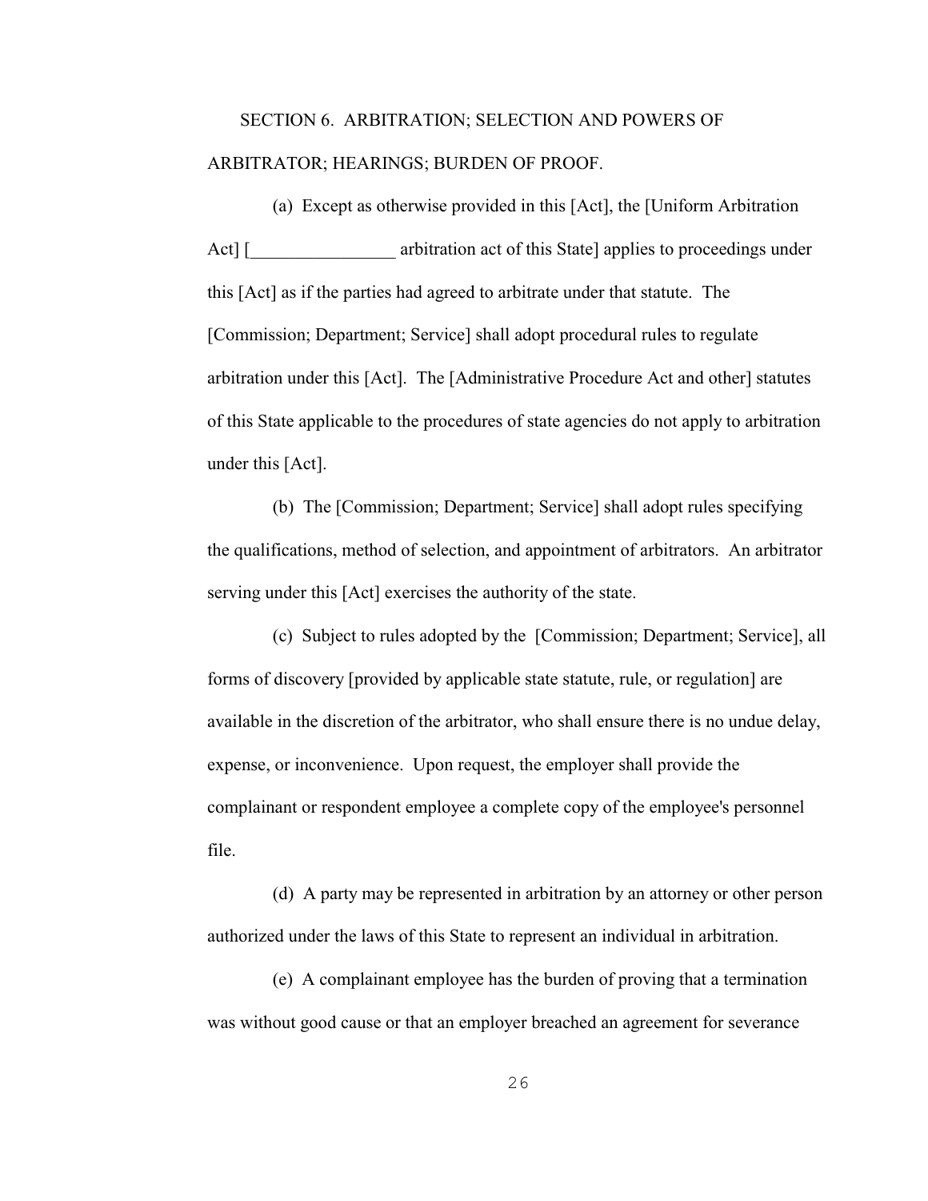SECTION 6. ARBITRATION; SELECTION AND POWERS OF ARBITRATOR; HEARINGS; BURDEN OF PROOF.

(a) Except as otherwise provided in this [Act], the [Uniform Arbitration Act] [________________ arbitration act of this State] applies to proceedings under this [Act] as if the parties had agreed to arbitrate under that statute. The [Commission; Department; Service] shall adopt procedural rules to regulate arbitration under this [Act]. The [Administrative Procedure Act and other] statutes of this State applicable to the procedures of state agencies do not apply to arbitration under this [Act].

(b) The [Commission; Department; Service] shall adopt rules specifying the qualifications, method of selection, and appointment of arbitrators. An arbitrator serving under this [Act] exercises the authority of the state.

(c) Subject to rules adopted by the [Commission; Department; Service], all forms of discovery [provided by applicable state statute, rule, or regulation] are available in the discretion of the arbitrator, who shall ensure there is no undue delay, expense, or inconvenience. Upon request, the employer shall provide the complainant or respondent employee a complete copy of the employee's personnel file.

(d) A party may be represented in arbitration by an attorney or other person authorized under the laws of this State to represent an individual in arbitration.

(e) A complainant employee has the burden of proving that a termination was without good cause or that an employer breached an agreement for severance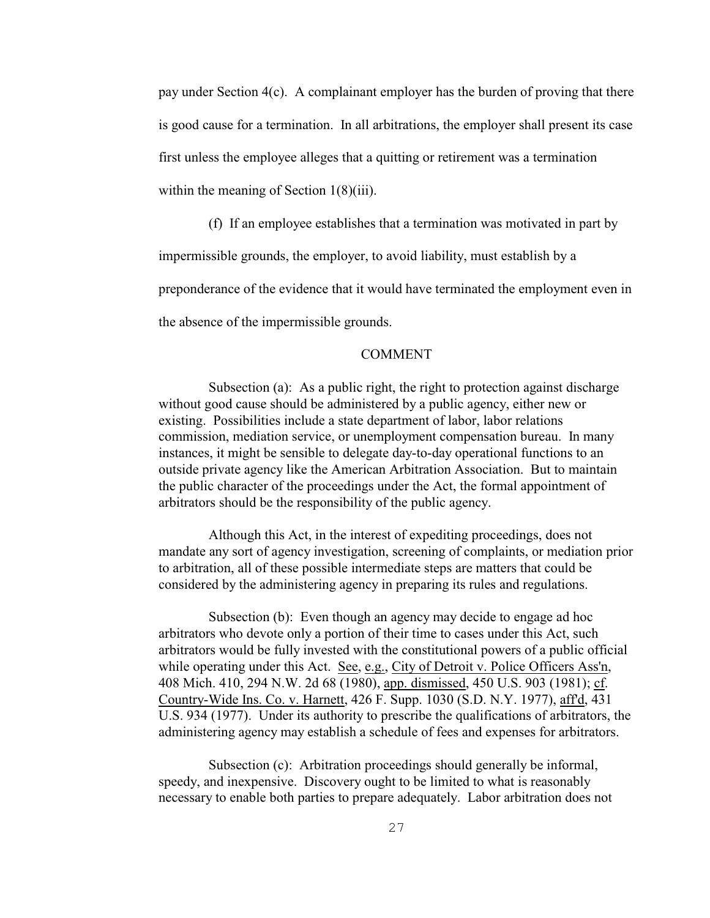pay under Section 4(c). A complainant employer has the burden of proving that there is good cause for a termination. In all arbitrations, the employer shall present its case first unless the employee alleges that a quitting or retirement was a termination within the meaning of Section 1(8)(iii).

(f) If an employee establishes that a termination was motivated in part by impermissible grounds, the employer, to avoid liability, must establish by a preponderance of the evidence that it would have terminated the employment even in the absence of the impermissible grounds.

COMMENT

Subsection (a): As a public right, the right to protection against discharge without good cause should be administered by a public agency, either new or existing. Possibilities include a state department of labor, labor relations commission, mediation service, or unemployment compensation bureau. In many instances, it might be sensible to delegate day-to-day operational functions to an outside private agency like the American Arbitration Association. But to maintain the public character of the proceedings under the Act, the formal appointment of arbitrators should be the responsibility of the public agency.

Although this Act, in the interest of expediting proceedings, does not mandate any sort of agency investigation, screening of complaints, or mediation prior to arbitration, all of these possible intermediate steps are matters that could be considered by the administering agency in preparing its rules and regulations.

Subsection (b): Even though an agency may decide to engage ad hoc arbitrators who devote only a portion of their time to cases under this Act, such arbitrators would be fully invested with the constitutional powers of a public official while operating under this Act. See, e.g., City of Detroit v. Police Officers Ass'n, 408 Mich. 410, 294 N.W. 2d 68 (1980), app. dismissed, 450 U.S. 903 (1981); cf. Country-Wide Ins. Co. v. Harnett, 426 F. Supp. 1030 (S.D. N.Y. 1977), aff'd, 431 U.S. 934 (1977). Under its authority to prescribe the qualifications of arbitrators, the administering agency may establish a schedule of fees and expenses for arbitrators.

Subsection (c): Arbitration proceedings should generally be informal, speedy, and inexpensive. Discovery ought to be limited to what is reasonably necessary to enable both parties to prepare adequately. Labor arbitration does not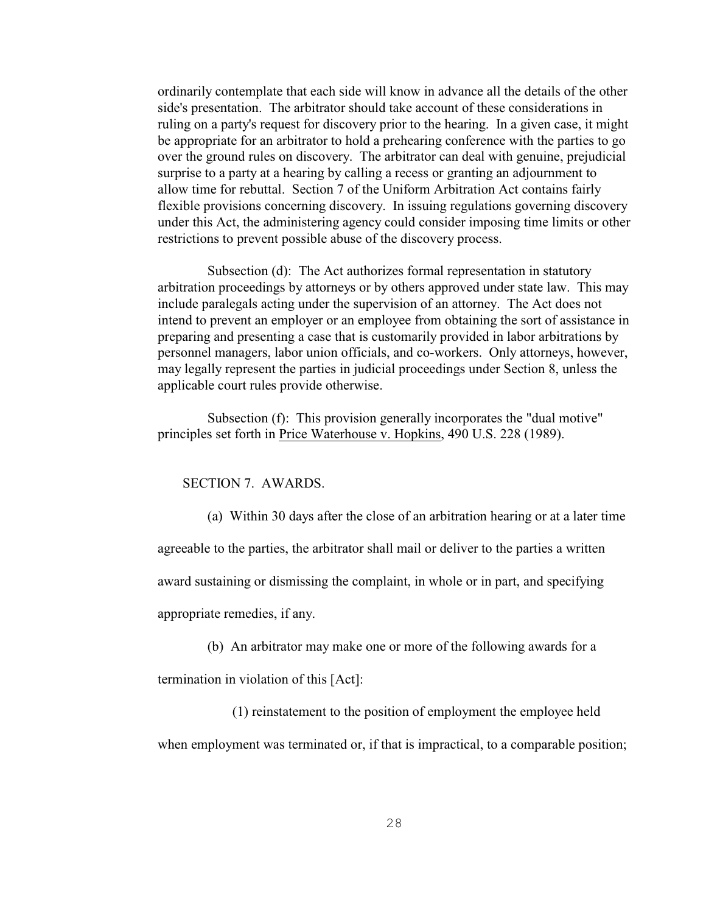ordinarily contemplate that each side will know in advance all the details of the other side's presentation. The arbitrator should take account of these considerations in ruling on a party's request for discovery prior to the hearing. In a given case, it might be appropriate for an arbitrator to hold a prehearing conference with the parties to go over the ground rules on discovery. The arbitrator can deal with genuine, prejudicial surprise to a party at a hearing by calling a recess or granting an adjournment to allow time for rebuttal. Section 7 of the Uniform Arbitration Act contains fairly flexible provisions concerning discovery. In issuing regulations governing discovery under this Act, the administering agency could consider imposing time limits or other restrictions to prevent possible abuse of the discovery process.

Subsection (d): The Act authorizes formal representation in statutory arbitration proceedings by attorneys or by others approved under state law. This may include paralegals acting under the supervision of an attorney. The Act does not intend to prevent an employer or an employee from obtaining the sort of assistance in preparing and presenting a case that is customarily provided in labor arbitrations by personnel managers, labor union officials, and co-workers. Only attorneys, however, may legally represent the parties in judicial proceedings under Section 8, unless the applicable court rules provide otherwise.

Subsection (f): This provision generally incorporates the "dual motive" principles set forth in Price Waterhouse v. Hopkins, 490 U.S. 228 (1989).

SECTION 7. AWARDS.

(a) Within 30 days after the close of an arbitration hearing or at a later time agreeable to the parties, the arbitrator shall mail or deliver to the parties a written award sustaining or dismissing the complaint, in whole or in part, and specifying appropriate remedies, if any.

(b) An arbitrator may make one or more of the following awards for a termination in violation of this [Act]:

(1) reinstatement to the position of employment the employee held when employment was terminated or, if that is impractical, to a comparable position;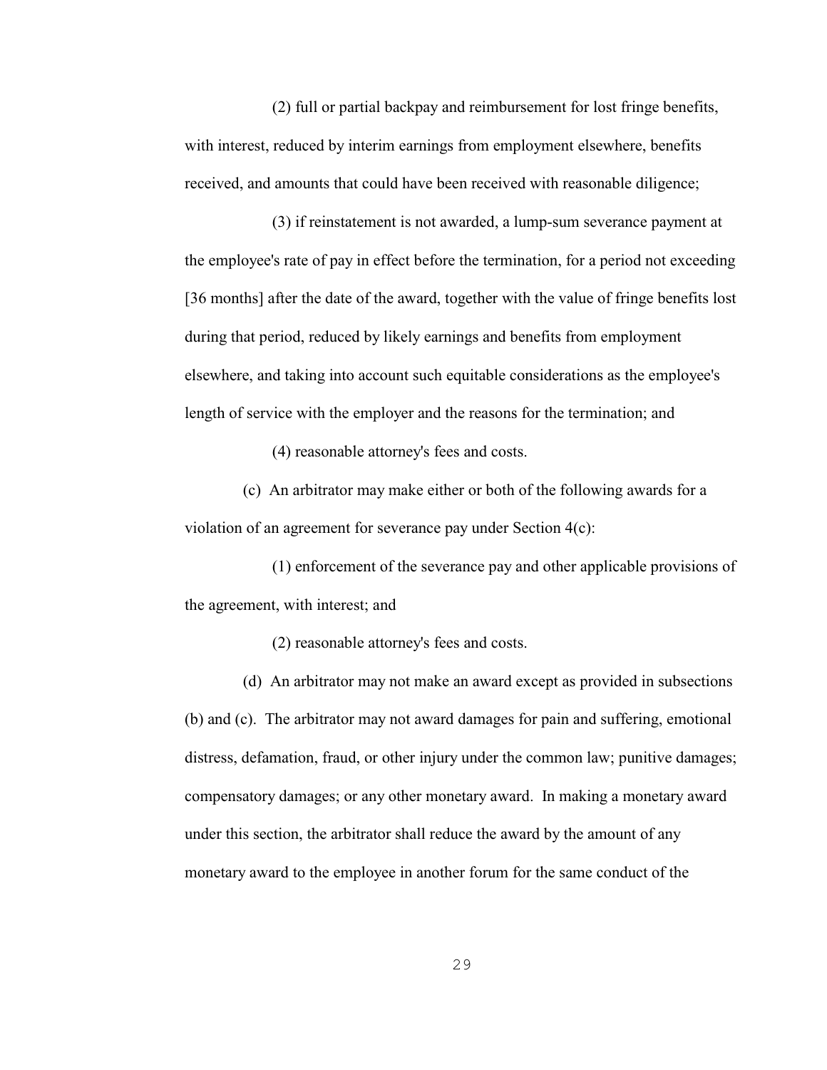(2) full or partial backpay and reimbursement for lost fringe benefits, with interest, reduced by interim earnings from employment elsewhere, benefits received, and amounts that could have been received with reasonable diligence;

(3) if reinstatement is not awarded, a lump-sum severance payment at the employee's rate of pay in effect before the termination, for a period not exceeding [36 months] after the date of the award, together with the value of fringe benefits lost during that period, reduced by likely earnings and benefits from employment elsewhere, and taking into account such equitable considerations as the employee's length of service with the employer and the reasons for the termination; and

(4) reasonable attorney's fees and costs.

(c) An arbitrator may make either or both of the following awards for a violation of an agreement for severance pay under Section 4(c):

(1) enforcement of the severance pay and other applicable provisions of the agreement, with interest; and

(2) reasonable attorney's fees and costs.

(d) An arbitrator may not make an award except as provided in subsections (b) and (c). The arbitrator may not award damages for pain and suffering, emotional distress, defamation, fraud, or other injury under the common law; punitive damages; compensatory damages; or any other monetary award. In making a monetary award under this section, the arbitrator shall reduce the award by the amount of any monetary award to the employee in another forum for the same conduct of the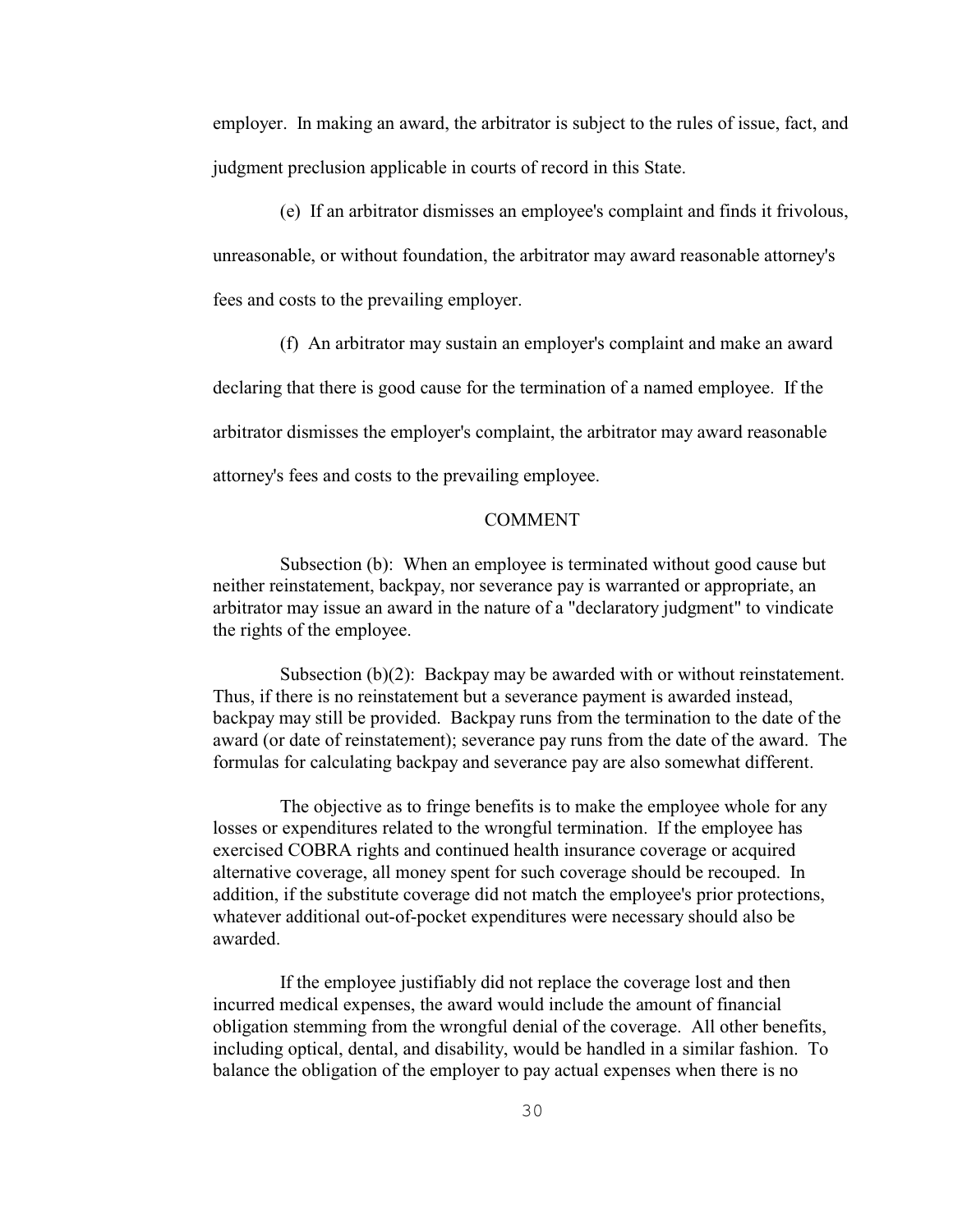employer. In making an award, the arbitrator is subject to the rules of issue, fact, and judgment preclusion applicable in courts of record in this State.

(e) If an arbitrator dismisses an employee's complaint and finds it frivolous, unreasonable, or without foundation, the arbitrator may award reasonable attorney's fees and costs to the prevailing employer.

(f) An arbitrator may sustain an employer's complaint and make an award declaring that there is good cause for the termination of a named employee. If the arbitrator dismisses the employer's complaint, the arbitrator may award reasonable attorney's fees and costs to the prevailing employee.

COMMENT

Subsection (b): When an employee is terminated without good cause but neither reinstatement, backpay, nor severance pay is warranted or appropriate, an arbitrator may issue an award in the nature of a "declaratory judgment" to vindicate the rights of the employee.

Subsection (b)(2): Backpay may be awarded with or without reinstatement. Thus, if there is no reinstatement but a severance payment is awarded instead, backpay may still be provided. Backpay runs from the termination to the date of the award (or date of reinstatement); severance pay runs from the date of the award. The formulas for calculating backpay and severance pay are also somewhat different.

The objective as to fringe benefits is to make the employee whole for any losses or expenditures related to the wrongful termination. If the employee has exercised COBRA rights and continued health insurance coverage or acquired alternative coverage, all money spent for such coverage should be recouped. In addition, if the substitute coverage did not match the employee's prior protections, whatever additional out-of-pocket expenditures were necessary should also be awarded.

If the employee justifiably did not replace the coverage lost and then incurred medical expenses, the award would include the amount of financial obligation stemming from the wrongful denial of the coverage. All other benefits, including optical, dental, and disability, would be handled in a similar fashion. To balance the obligation of the employer to pay actual expenses when there is no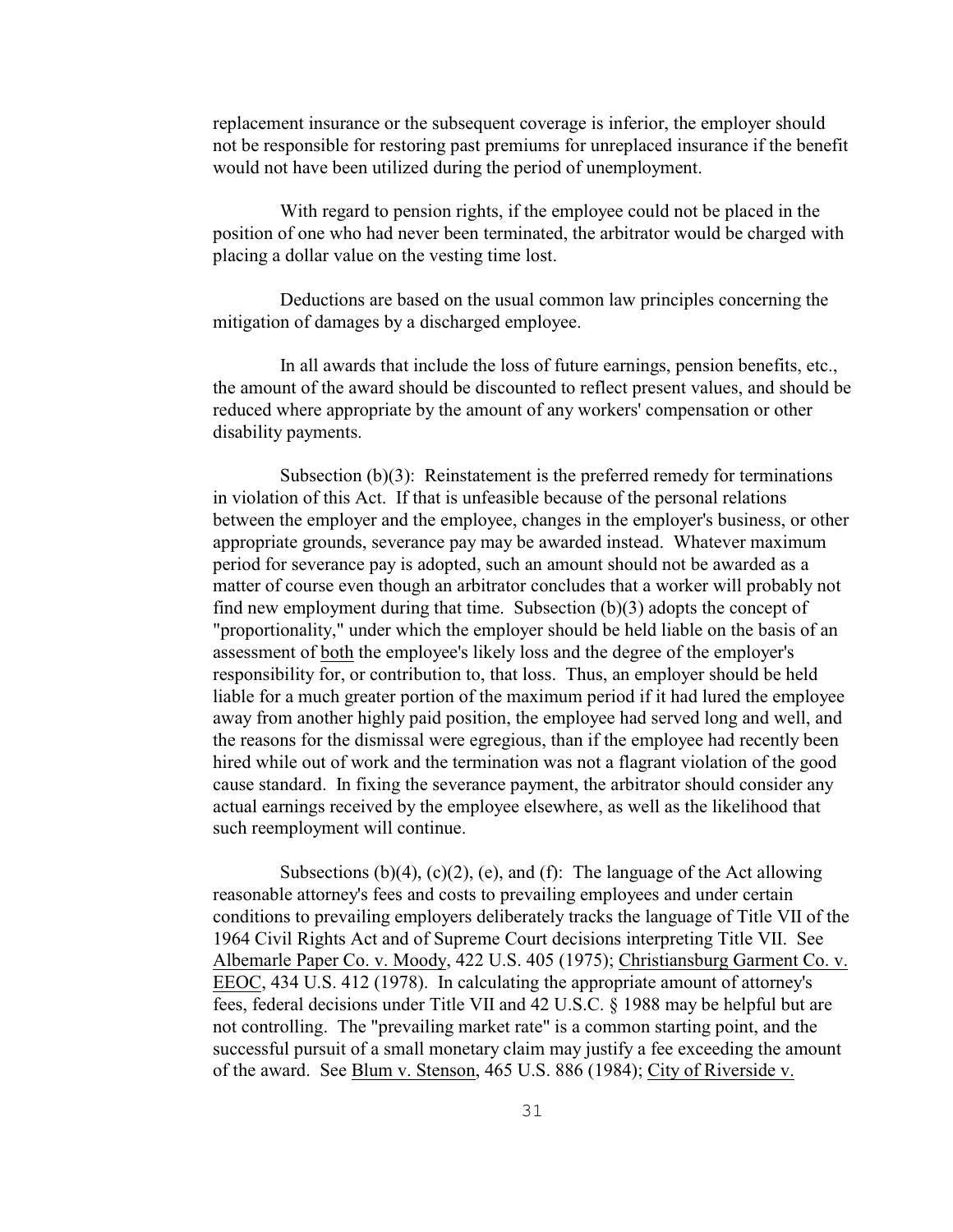replacement insurance or the subsequent coverage is inferior, the employer should not be responsible for restoring past premiums for unreplaced insurance if the benefit would not have been utilized during the period of unemployment.

With regard to pension rights, if the employee could not be placed in the position of one who had never been terminated, the arbitrator would be charged with placing a dollar value on the vesting time lost.

Deductions are based on the usual common law principles concerning the mitigation of damages by a discharged employee.

In all awards that include the loss of future earnings, pension benefits, etc., the amount of the award should be discounted to reflect present values, and should be reduced where appropriate by the amount of any workers' compensation or other disability payments.

Subsection (b)(3): Reinstatement is the preferred remedy for terminations in violation of this Act. If that is unfeasible because of the personal relations between the employer and the employee, changes in the employer's business, or other appropriate grounds, severance pay may be awarded instead. Whatever maximum period for severance pay is adopted, such an amount should not be awarded as a matter of course even though an arbitrator concludes that a worker will probably not find new employment during that time. Subsection (b)(3) adopts the concept of "proportionality," under which the employer should be held liable on the basis of an assessment of both the employee's likely loss and the degree of the employer's responsibility for, or contribution to, that loss. Thus, an employer should be held liable for a much greater portion of the maximum period if it had lured the employee away from another highly paid position, the employee had served long and well, and the reasons for the dismissal were egregious, than if the employee had recently been hired while out of work and the termination was not a flagrant violation of the good cause standard. In fixing the severance payment, the arbitrator should consider any actual earnings received by the employee elsewhere, as well as the likelihood that such reemployment will continue.

Subsections (b)(4), (c)(2), (e), and (f): The language of the Act allowing reasonable attorney's fees and costs to prevailing employees and under certain conditions to prevailing employers deliberately tracks the language of Title VII of the 1964 Civil Rights Act and of Supreme Court decisions interpreting Title VII. See Albemarle Paper Co. v. Moody, 422 U.S. 405 (1975); Christiansburg Garment Co. v. EEOC, 434 U.S. 412 (1978). In calculating the appropriate amount of attorney's fees, federal decisions under Title VII and 42 U.S.C. § 1988 may be helpful but are not controlling. The "prevailing market rate" is a common starting point, and the successful pursuit of a small monetary claim may justify a fee exceeding the amount of the award. See Blum v. Stenson, 465 U.S. 886 (1984); City of Riverside v.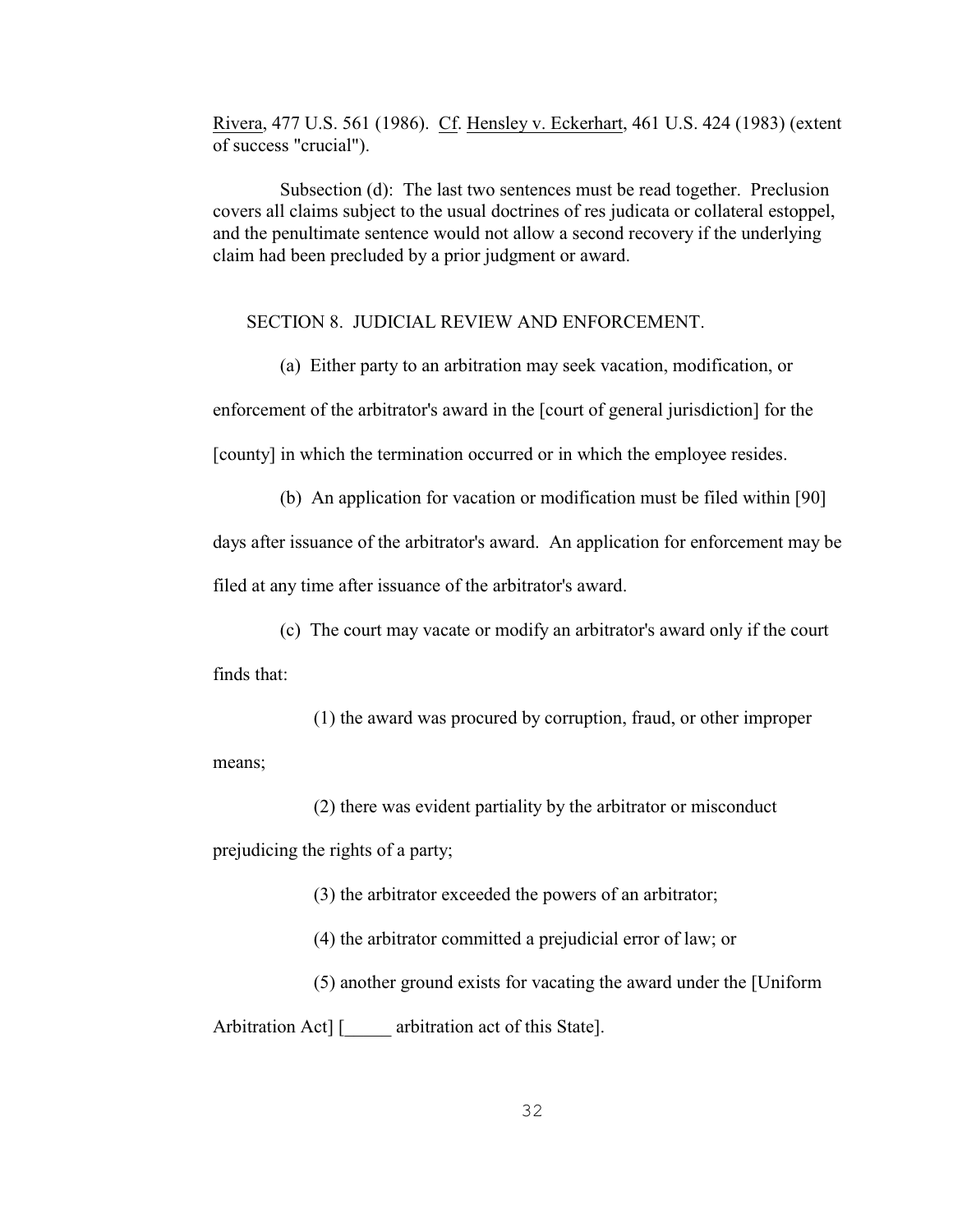Rivera, 477 U.S. 561 (1986). Cf. Hensley v. Eckerhart, 461 U.S. 424 (1983) (extent of success "crucial").

Subsection (d): The last two sentences must be read together. Preclusion covers all claims subject to the usual doctrines of res judicata or collateral estoppel, and the penultimate sentence would not allow a second recovery if the underlying claim had been precluded by a prior judgment or award.

SECTION 8. JUDICIAL REVIEW AND ENFORCEMENT.

(a) Either party to an arbitration may seek vacation, modification, or enforcement of the arbitrator's award in the [court of general jurisdiction] for the [county] in which the termination occurred or in which the employee resides.

(b) An application for vacation or modification must be filed within [90] days after issuance of the arbitrator's award. An application for enforcement may be filed at any time after issuance of the arbitrator's award.

(c) The court may vacate or modify an arbitrator's award only if the court finds that:

(1) the award was procured by corruption, fraud, or other improper means;

(2) there was evident partiality by the arbitrator or misconduct prejudicing the rights of a party;

(3) the arbitrator exceeded the powers of an arbitrator;

(4) the arbitrator committed a prejudicial error of law; or

(5) another ground exists for vacating the award under the [Uniform Arbitration Act] [_____ arbitration act of this State].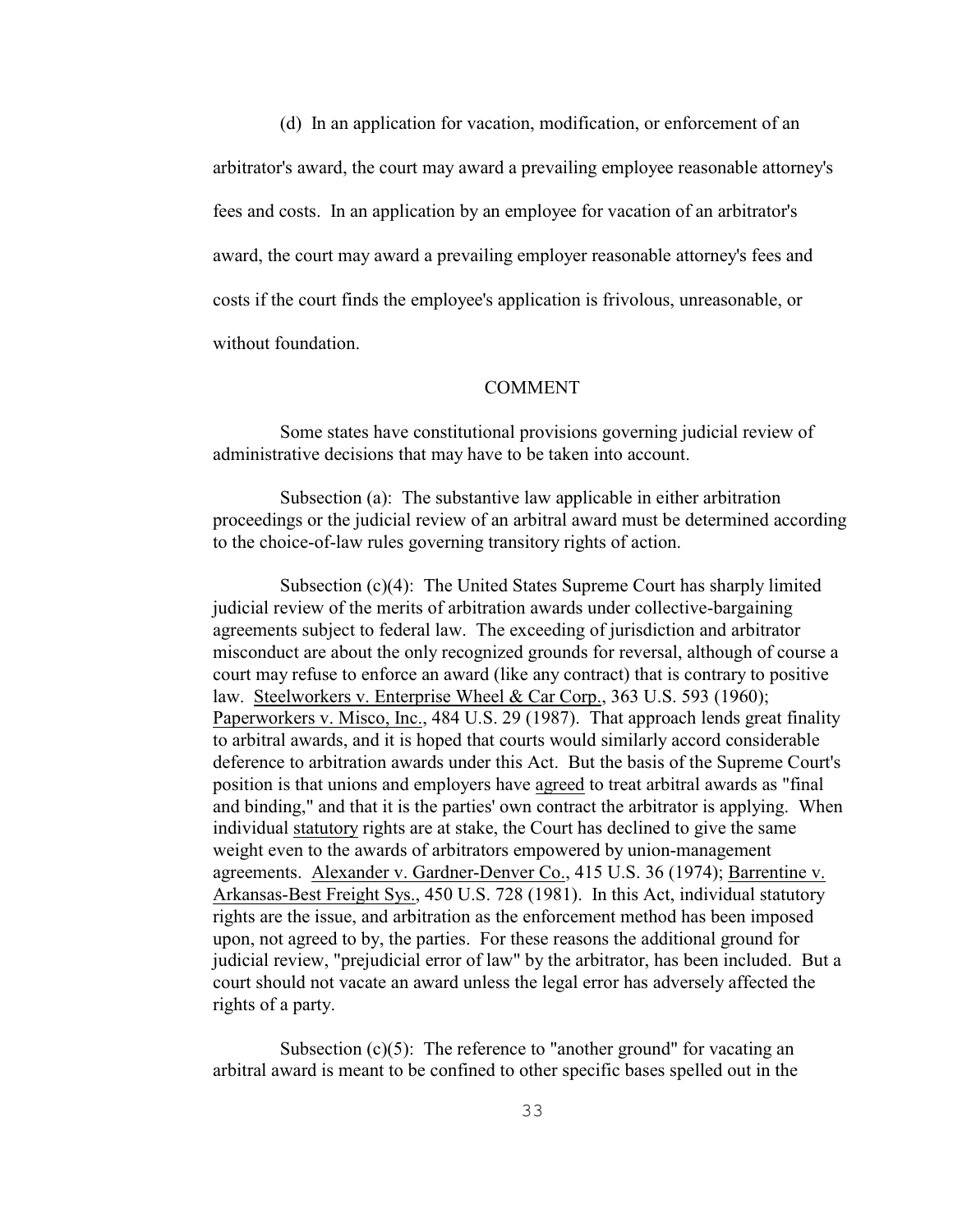(d) In an application for vacation, modification, or enforcement of an arbitrator's award, the court may award a prevailing employee reasonable attorney's fees and costs. In an application by an employee for vacation of an arbitrator's award, the court may award a prevailing employer reasonable attorney's fees and costs if the court finds the employee's application is frivolous, unreasonable, or without foundation.

## COMMENT

Some states have constitutional provisions governing judicial review of administrative decisions that may have to be taken into account.

Subsection (a): The substantive law applicable in either arbitration proceedings or the judicial review of an arbitral award must be determined according to the choice-of-law rules governing transitory rights of action.

Subsection (c)(4): The United States Supreme Court has sharply limited judicial review of the merits of arbitration awards under collective-bargaining agreements subject to federal law. The exceeding of jurisdiction and arbitrator misconduct are about the only recognized grounds for reversal, although of course a court may refuse to enforce an award (like any contract) that is contrary to positive law. Steelworkers v. Enterprise Wheel & Car Corp., 363 U.S. 593 (1960); Paperworkers v. Misco, Inc., 484 U.S. 29 (1987). That approach lends great finality to arbitral awards, and it is hoped that courts would similarly accord considerable deference to arbitration awards under this Act. But the basis of the Supreme Court's position is that unions and employers have agreed to treat arbitral awards as "final and binding," and that it is the parties' own contract the arbitrator is applying. When individual statutory rights are at stake, the Court has declined to give the same weight even to the awards of arbitrators empowered by union-management agreements. Alexander v. Gardner-Denver Co., 415 U.S. 36 (1974); Barrentine v. Arkansas-Best Freight Sys., 450 U.S. 728 (1981). In this Act, individual statutory rights are the issue, and arbitration as the enforcement method has been imposed upon, not agreed to by, the parties. For these reasons the additional ground for judicial review, "prejudicial error of law" by the arbitrator, has been included. But a court should not vacate an award unless the legal error has adversely affected the rights of a party.

Subsection (c)(5): The reference to "another ground" for vacating an arbitral award is meant to be confined to other specific bases spelled out in the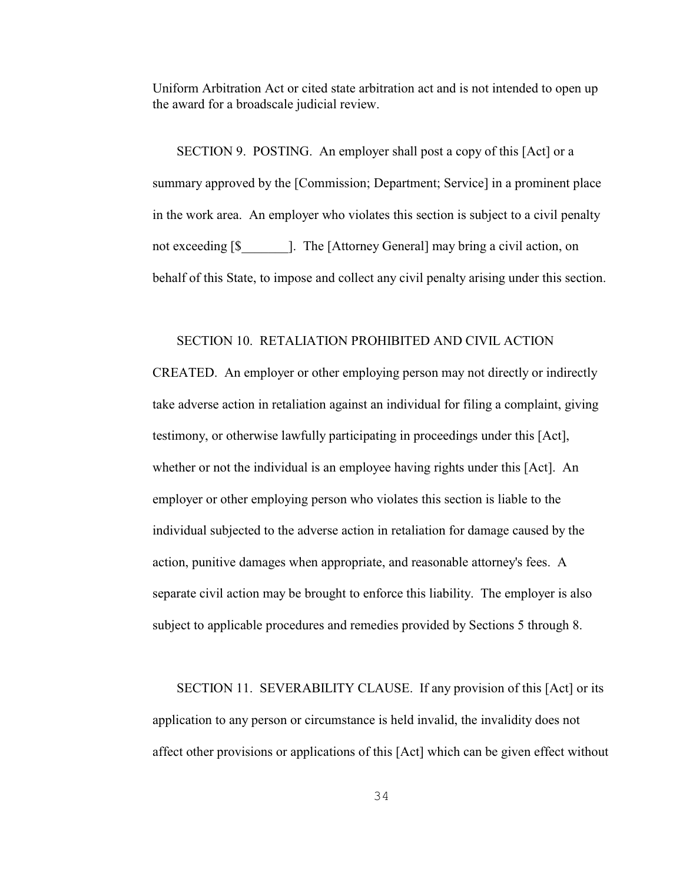Uniform Arbitration Act or cited state arbitration act and is not intended to open up the award for a broadscale judicial review.

SECTION 9. POSTING. An employer shall post a copy of this [Act] or a summary approved by the [Commission; Department; Service] in a prominent place in the work area. An employer who violates this section is subject to a civil penalty not exceeding [$_______]. The [Attorney General] may bring a civil action, on behalf of this State, to impose and collect any civil penalty arising under this section.

SECTION 10. RETALIATION PROHIBITED AND CIVIL ACTION CREATED. An employer or other employing person may not directly or indirectly take adverse action in retaliation against an individual for filing a complaint, giving testimony, or otherwise lawfully participating in proceedings under this [Act], whether or not the individual is an employee having rights under this [Act]. An employer or other employing person who violates this section is liable to the individual subjected to the adverse action in retaliation for damage caused by the action, punitive damages when appropriate, and reasonable attorney's fees. A separate civil action may be brought to enforce this liability. The employer is also subject to applicable procedures and remedies provided by Sections 5 through 8.

SECTION 11. SEVERABILITY CLAUSE. If any provision of this [Act] or its application to any person or circumstance is held invalid, the invalidity does not affect other provisions or applications of this [Act] which can be given effect without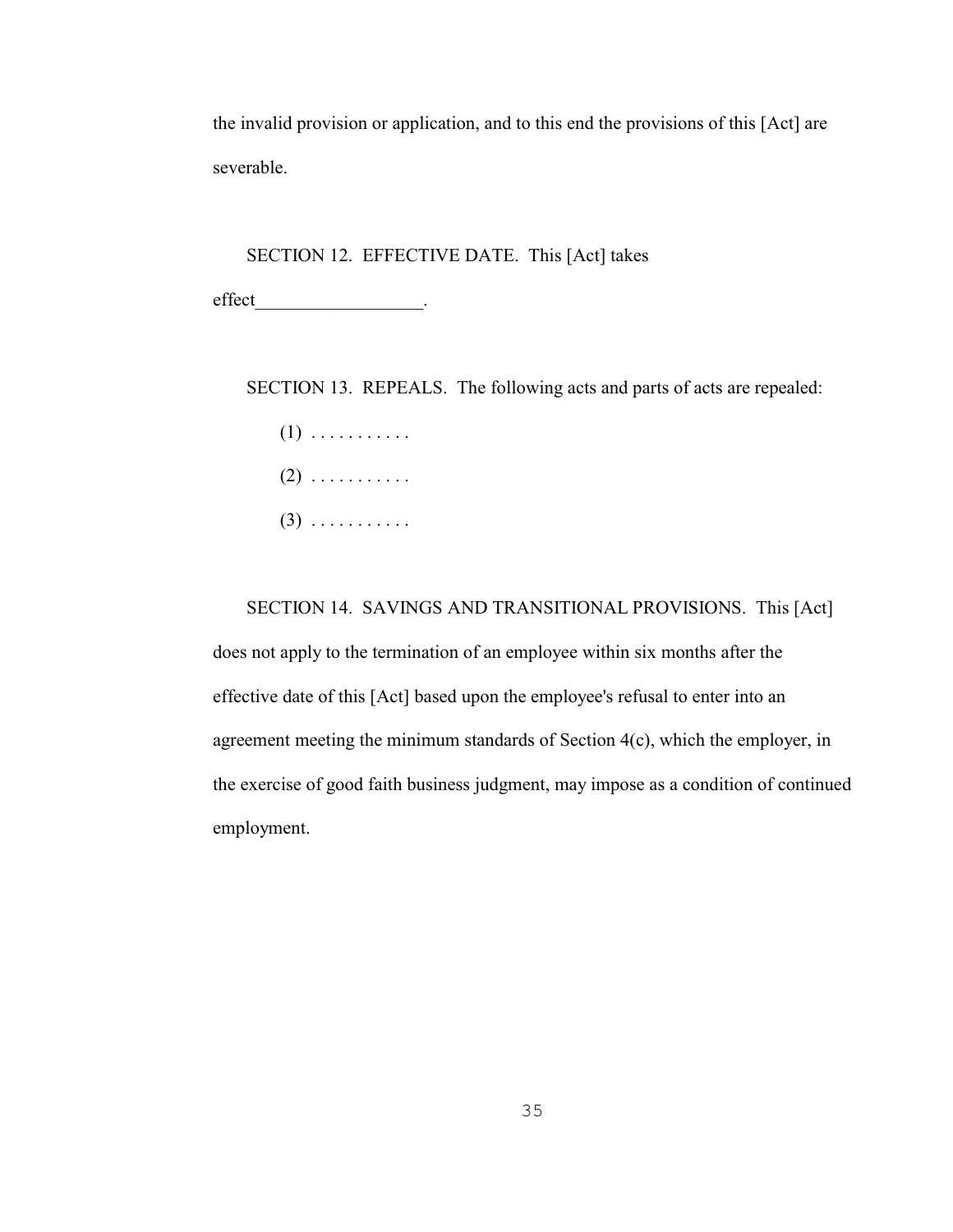the invalid provision or application, and to this end the provisions of this [Act] are severable.

SECTION 12. EFFECTIVE DATE. This [Act] takes effect__________________.

SECTION 13. REPEALS. The following acts and parts of acts are repealed:

(1) . . . . . . . . . . .

(2) . . . . . . . . . . .

(3) . . . . . . . . . . .

SECTION 14. SAVINGS AND TRANSITIONAL PROVISIONS. This [Act] does not apply to the termination of an employee within six months after the effective date of this [Act] based upon the employee's refusal to enter into an agreement meeting the minimum standards of Section 4(c), which the employer, in the exercise of good faith business judgment, may impose as a condition of continued employment.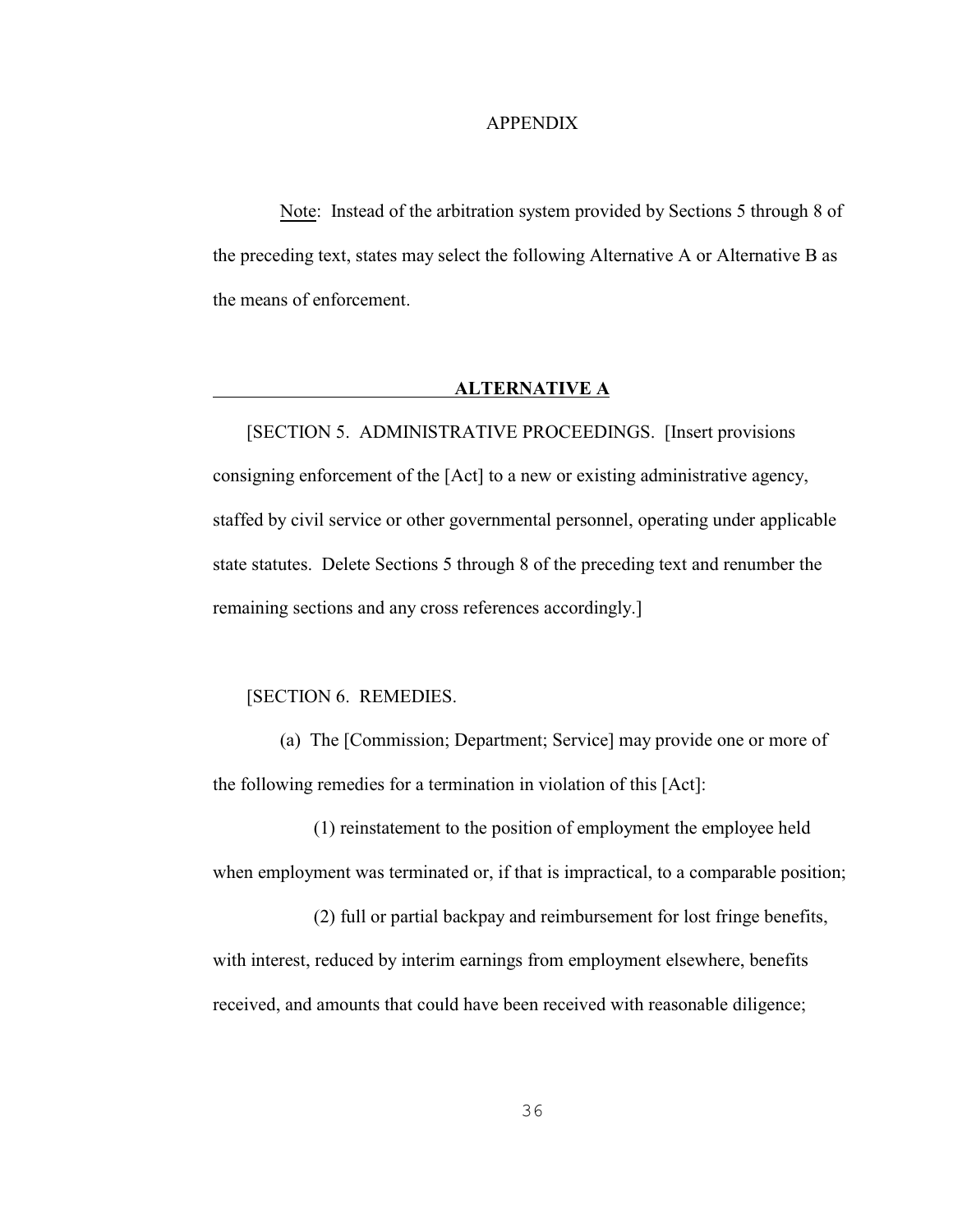# APPENDIX

<u>Note</u>: Instead of the arbitration system provided by Sections 5 through 8 of the preceding text, states may select the following Alternative A or Alternative B as the means of enforcement.

## ALTERNATIVE A

[SECTION 5. ADMINISTRATIVE PROCEEDINGS. [Insert provisions consigning enforcement of the [Act] to a new or existing administrative agency, staffed by civil service or other governmental personnel, operating under applicable state statutes. Delete Sections 5 through 8 of the preceding text and renumber the remaining sections and any cross references accordingly.]

[SECTION 6. REMEDIES.

(a) The [Commission; Department; Service] may provide one or more of the following remedies for a termination in violation of this [Act]:

(1) reinstatement to the position of employment the employee held when employment was terminated or, if that is impractical, to a comparable position;

(2) full or partial backpay and reimbursement for lost fringe benefits, with interest, reduced by interim earnings from employment elsewhere, benefits received, and amounts that could have been received with reasonable diligence;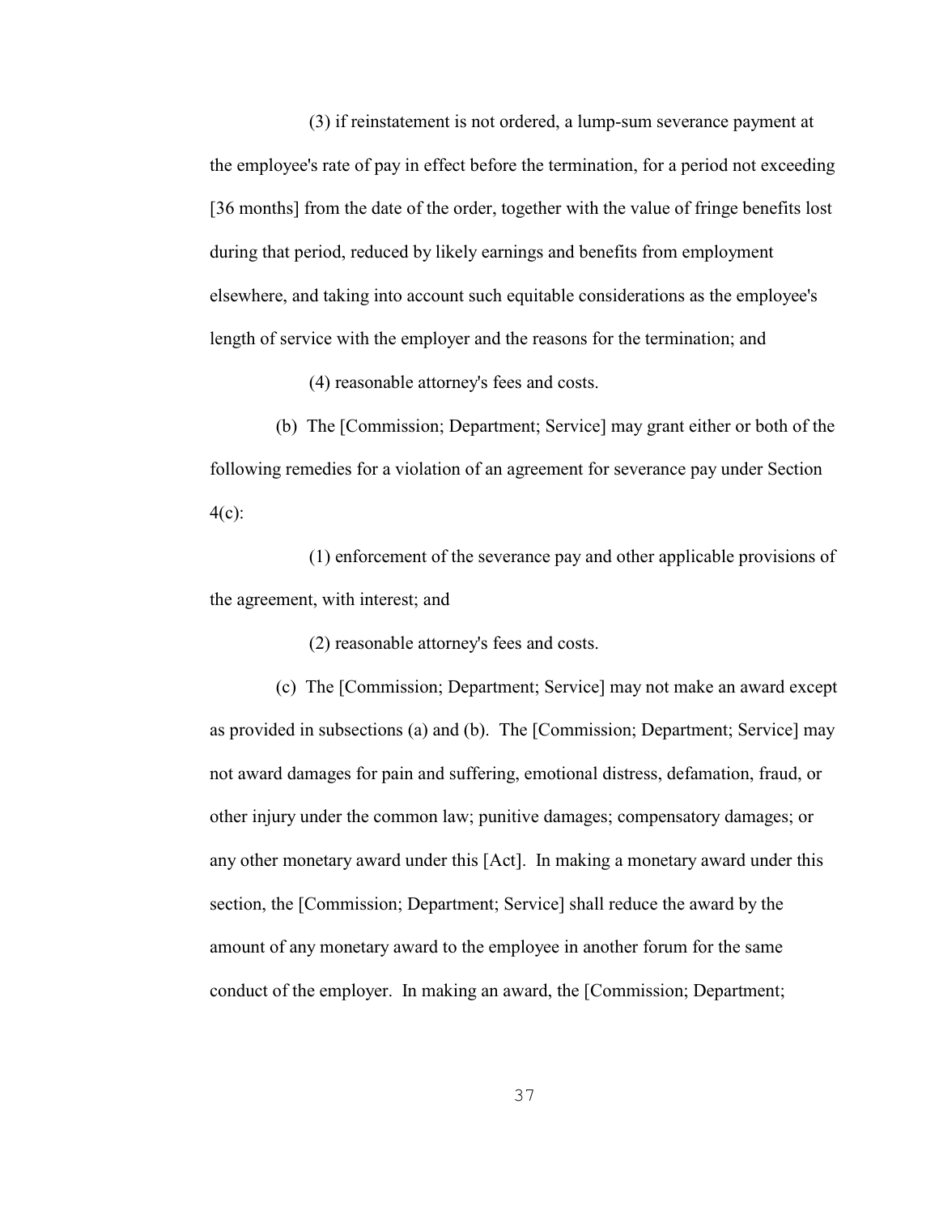(3) if reinstatement is not ordered, a lump-sum severance payment at the employee's rate of pay in effect before the termination, for a period not exceeding [36 months] from the date of the order, together with the value of fringe benefits lost during that period, reduced by likely earnings and benefits from employment elsewhere, and taking into account such equitable considerations as the employee's length of service with the employer and the reasons for the termination; and

(4) reasonable attorney's fees and costs.

(b) The [Commission; Department; Service] may grant either or both of the following remedies for a violation of an agreement for severance pay under Section 4(c):

(1) enforcement of the severance pay and other applicable provisions of the agreement, with interest; and

(2) reasonable attorney's fees and costs.

(c) The [Commission; Department; Service] may not make an award except as provided in subsections (a) and (b). The [Commission; Department; Service] may not award damages for pain and suffering, emotional distress, defamation, fraud, or other injury under the common law; punitive damages; compensatory damages; or any other monetary award under this [Act]. In making a monetary award under this section, the [Commission; Department; Service] shall reduce the award by the amount of any monetary award to the employee in another forum for the same conduct of the employer. In making an award, the [Commission; Department;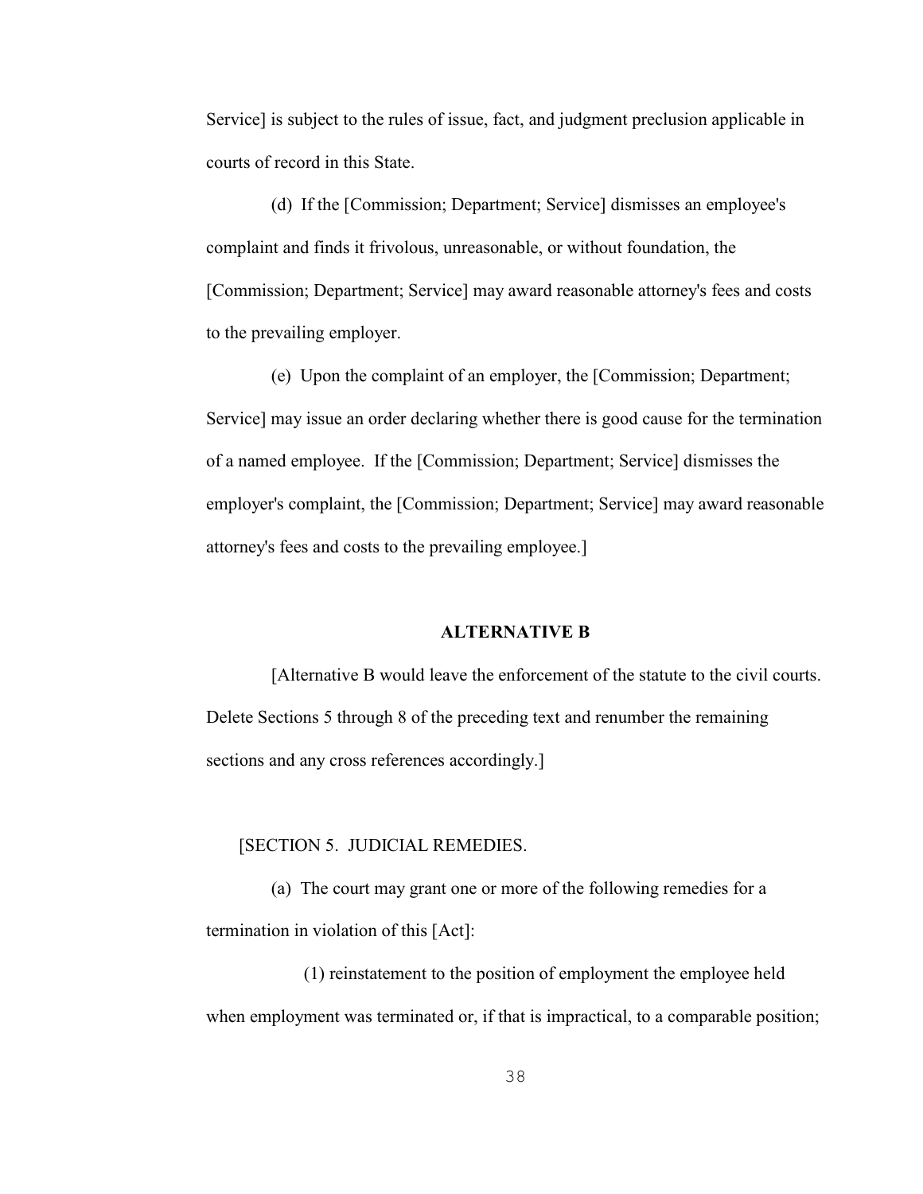Service] is subject to the rules of issue, fact, and judgment preclusion applicable in courts of record in this State.

(d) If the [Commission; Department; Service] dismisses an employee's complaint and finds it frivolous, unreasonable, or without foundation, the [Commission; Department; Service] may award reasonable attorney's fees and costs to the prevailing employer.

(e) Upon the complaint of an employer, the [Commission; Department; Service] may issue an order declaring whether there is good cause for the termination of a named employee. If the [Commission; Department; Service] dismisses the employer's complaint, the [Commission; Department; Service] may award reasonable attorney's fees and costs to the prevailing employee.]

**ALTERNATIVE B**

[Alternative B would leave the enforcement of the statute to the civil courts. Delete Sections 5 through 8 of the preceding text and renumber the remaining sections and any cross references accordingly.]

[SECTION 5. JUDICIAL REMEDIES.

(a) The court may grant one or more of the following remedies for a termination in violation of this [Act]:

(1) reinstatement to the position of employment the employee held when employment was terminated or, if that is impractical, to a comparable position;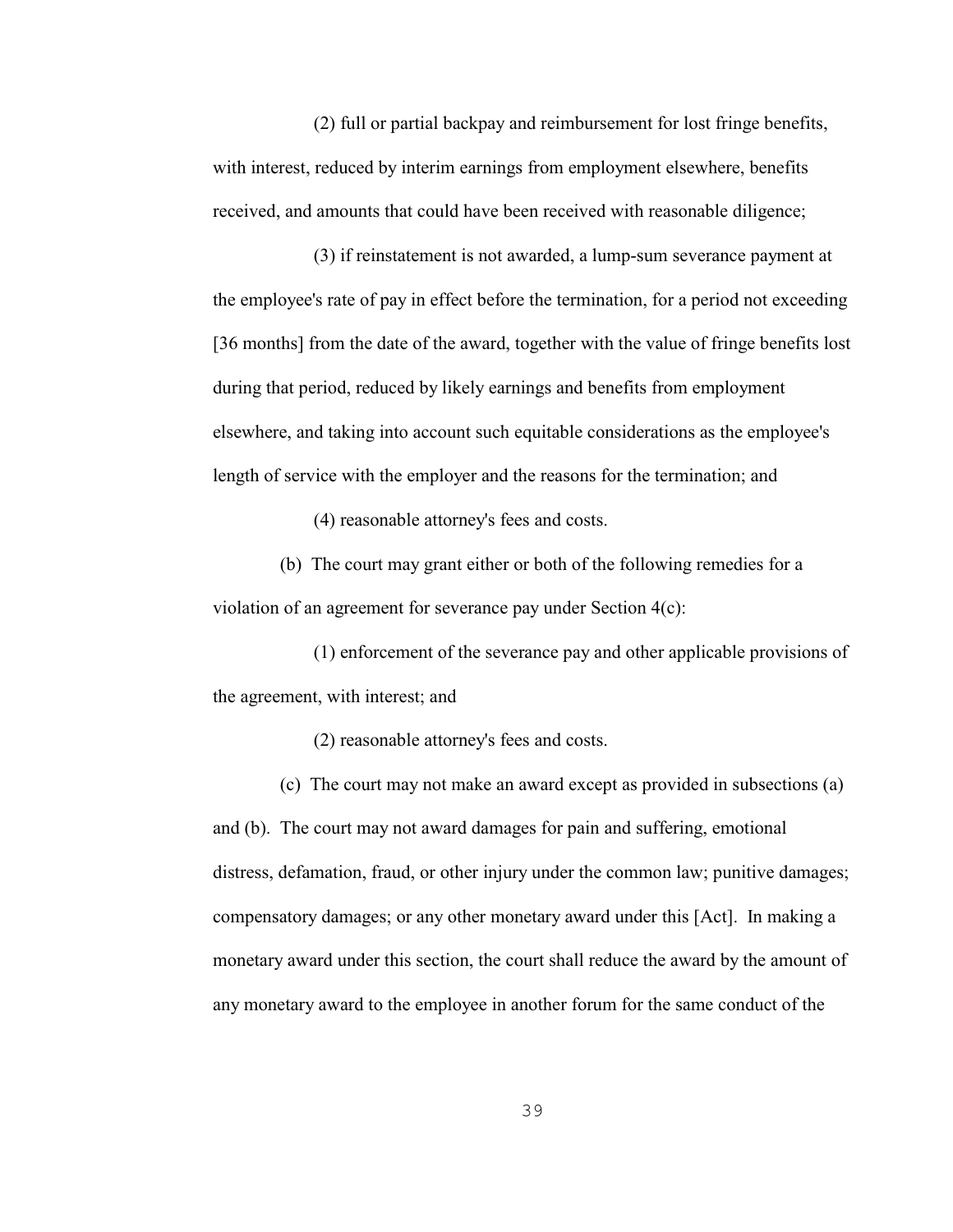(2) full or partial backpay and reimbursement for lost fringe benefits, with interest, reduced by interim earnings from employment elsewhere, benefits received, and amounts that could have been received with reasonable diligence;

(3) if reinstatement is not awarded, a lump-sum severance payment at the employee's rate of pay in effect before the termination, for a period not exceeding [36 months] from the date of the award, together with the value of fringe benefits lost during that period, reduced by likely earnings and benefits from employment elsewhere, and taking into account such equitable considerations as the employee's length of service with the employer and the reasons for the termination; and

(4) reasonable attorney's fees and costs.

(b) The court may grant either or both of the following remedies for a violation of an agreement for severance pay under Section 4(c):

(1) enforcement of the severance pay and other applicable provisions of the agreement, with interest; and

(2) reasonable attorney's fees and costs.

(c) The court may not make an award except as provided in subsections (a) and (b). The court may not award damages for pain and suffering, emotional distress, defamation, fraud, or other injury under the common law; punitive damages; compensatory damages; or any other monetary award under this [Act]. In making a monetary award under this section, the court shall reduce the award by the amount of any monetary award to the employee in another forum for the same conduct of the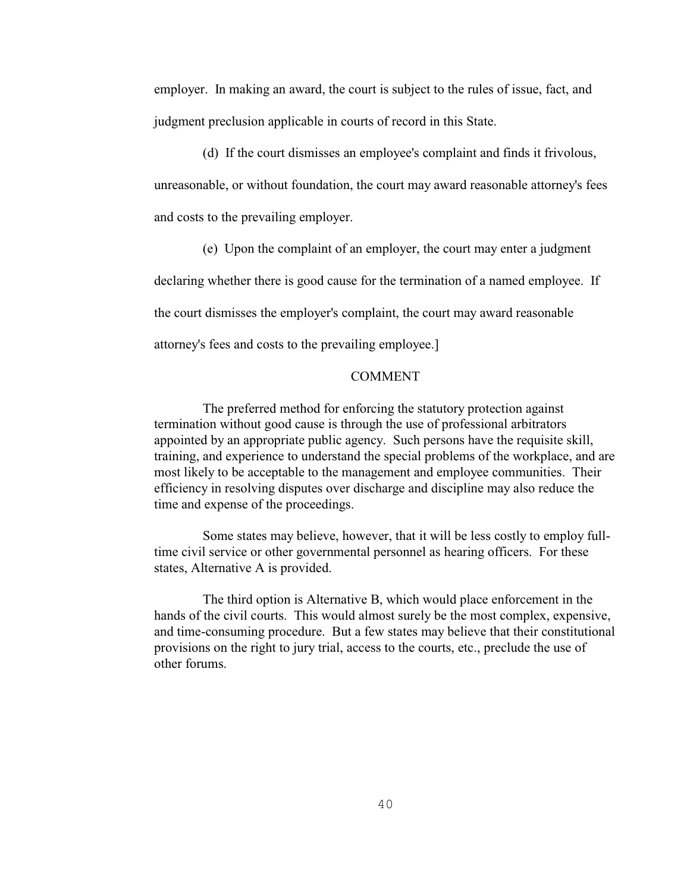employer. In making an award, the court is subject to the rules of issue, fact, and judgment preclusion applicable in courts of record in this State.

(d) If the court dismisses an employee's complaint and finds it frivolous, unreasonable, or without foundation, the court may award reasonable attorney's fees and costs to the prevailing employer.

(e) Upon the complaint of an employer, the court may enter a judgment declaring whether there is good cause for the termination of a named employee. If the court dismisses the employer's complaint, the court may award reasonable attorney's fees and costs to the prevailing employee.]

COMMENT

The preferred method for enforcing the statutory protection against termination without good cause is through the use of professional arbitrators appointed by an appropriate public agency. Such persons have the requisite skill, training, and experience to understand the special problems of the workplace, and are most likely to be acceptable to the management and employee communities. Their efficiency in resolving disputes over discharge and discipline may also reduce the time and expense of the proceedings.

Some states may believe, however, that it will be less costly to employ full-time civil service or other governmental personnel as hearing officers. For these states, Alternative A is provided.

The third option is Alternative B, which would place enforcement in the hands of the civil courts. This would almost surely be the most complex, expensive, and time-consuming procedure. But a few states may believe that their constitutional provisions on the right to jury trial, access to the courts, etc., preclude the use of other forums.